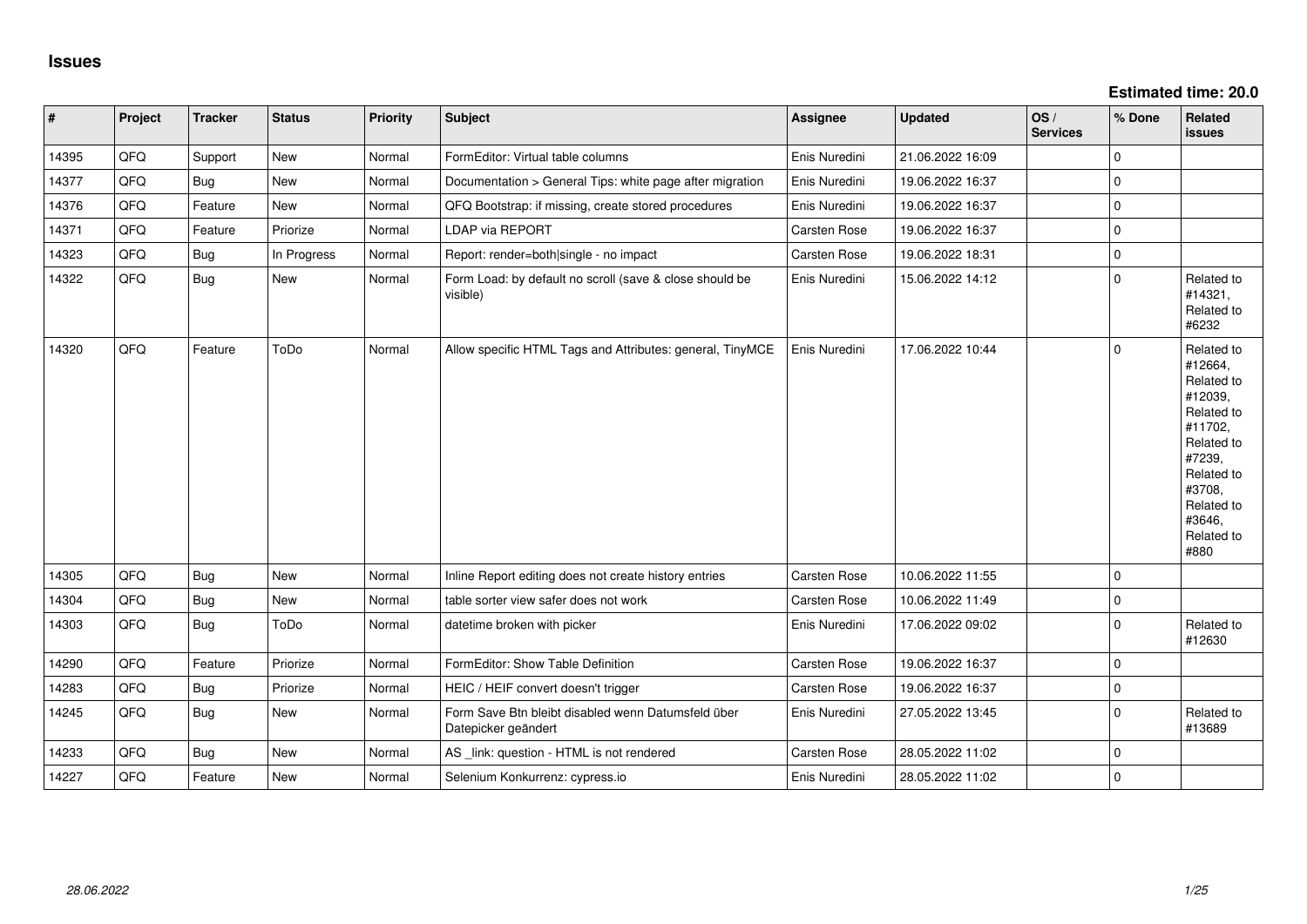# Issues

**Estimated time: 20.0**

| # | Project | Tracker | Status | Priority | Subject | Assignee | Updated | OS / Services | % Done | Related issues |
|---|---|---|---|---|---|---|---|---|---|---|
| 14395 | QFQ | Support | New | Normal | FormEditor: Virtual table columns | Enis Nuredini | 21.06.2022 16:09 | | 0 | |
| 14377 | QFQ | Bug | New | Normal | Documentation > General Tips: white page after migration | Enis Nuredini | 19.06.2022 16:37 | | 0 | |
| 14376 | QFQ | Feature | New | Normal | QFQ Bootstrap: if missing, create stored procedures | Enis Nuredini | 19.06.2022 16:37 | | 0 | |
| 14371 | QFQ | Feature | Priorize | Normal | LDAP via REPORT | Carsten Rose | 19.06.2022 16:37 | | 0 | |
| 14323 | QFQ | Bug | In Progress | Normal | Report: render=both|single - no impact | Carsten Rose | 19.06.2022 18:31 | | 0 | |
| 14322 | QFQ | Bug | New | Normal | Form Load: by default no scroll (save & close should be visible) | Enis Nuredini | 15.06.2022 14:12 | | 0 | Related to #14321, Related to #6232 |
| 14320 | QFQ | Feature | ToDo | Normal | Allow specific HTML Tags and Attributes: general, TinyMCE | Enis Nuredini | 17.06.2022 10:44 | | 0 | Related to #12664, Related to #12039, Related to #11702, Related to #7239, Related to #3708, Related to #3646, Related to #880 |
| 14305 | QFQ | Bug | New | Normal | Inline Report editing does not create history entries | Carsten Rose | 10.06.2022 11:55 | | 0 | |
| 14304 | QFQ | Bug | New | Normal | table sorter view safer does not work | Carsten Rose | 10.06.2022 11:49 | | 0 | |
| 14303 | QFQ | Bug | ToDo | Normal | datetime broken with picker | Enis Nuredini | 17.06.2022 09:02 | | 0 | Related to #12630 |
| 14290 | QFQ | Feature | Priorize | Normal | FormEditor: Show Table Definition | Carsten Rose | 19.06.2022 16:37 | | 0 | |
| 14283 | QFQ | Bug | Priorize | Normal | HEIC / HEIF convert doesn't trigger | Carsten Rose | 19.06.2022 16:37 | | 0 | |
| 14245 | QFQ | Bug | New | Normal | Form Save Btn bleibt disabled wenn Datumsfeld über Datepicker geändert | Enis Nuredini | 27.05.2022 13:45 | | 0 | Related to #13689 |
| 14233 | QFQ | Bug | New | Normal | AS _link: question - HTML is not rendered | Carsten Rose | 28.05.2022 11:02 | | 0 | |
| 14227 | QFQ | Feature | New | Normal | Selenium Konkurrenz: cypress.io | Enis Nuredini | 28.05.2022 11:02 | | 0 | |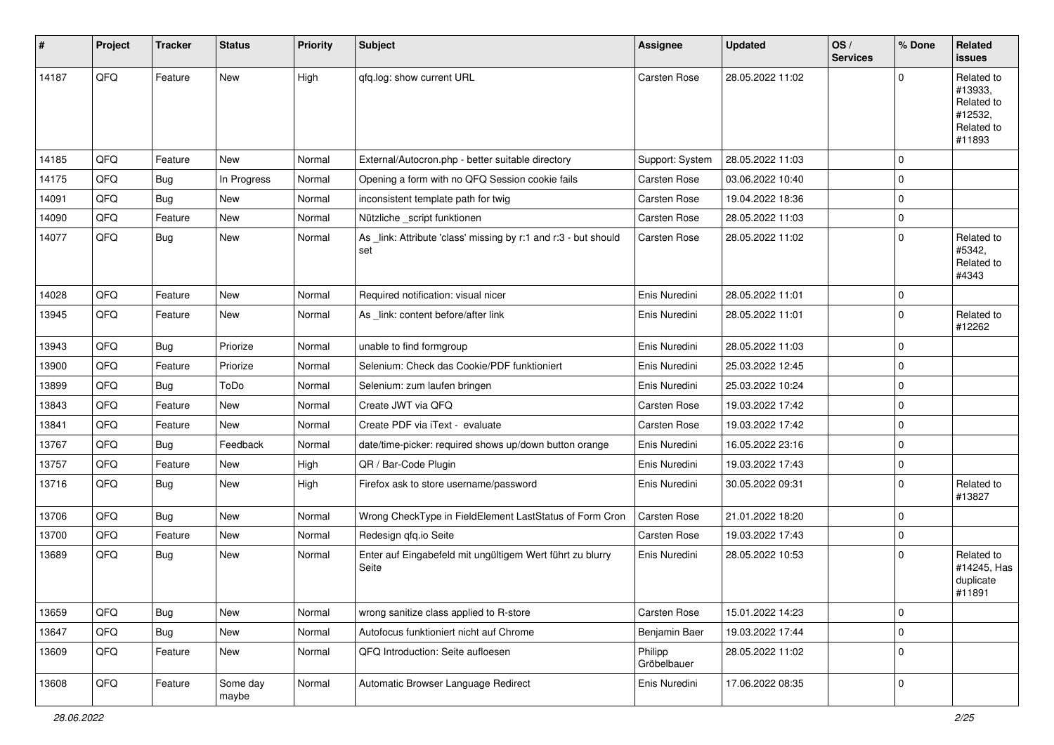| # | Project | Tracker | Status | Priority | Subject | Assignee | Updated | OS / Services | % Done | Related issues |
|---|---|---|---|---|---|---|---|---|---|---|
| 14187 | QFQ | Feature | New | High | qfq.log: show current URL | Carsten Rose | 28.05.2022 11:02 | | 0 | Related to #13933, Related to #12532, Related to #11893 |
| 14185 | QFQ | Feature | New | Normal | External/Autocron.php - better suitable directory | Support: System | 28.05.2022 11:03 | | 0 | |
| 14175 | QFQ | Bug | In Progress | Normal | Opening a form with no QFQ Session cookie fails | Carsten Rose | 03.06.2022 10:40 | | 0 | |
| 14091 | QFQ | Bug | New | Normal | inconsistent template path for twig | Carsten Rose | 19.04.2022 18:36 | | 0 | |
| 14090 | QFQ | Feature | New | Normal | Nützliche _script funktionen | Carsten Rose | 28.05.2022 11:03 | | 0 | |
| 14077 | QFQ | Bug | New | Normal | As _link: Attribute 'class' missing by r:1 and r:3 - but should set | Carsten Rose | 28.05.2022 11:02 | | 0 | Related to #5342, Related to #4343 |
| 14028 | QFQ | Feature | New | Normal | Required notification: visual nicer | Enis Nuredini | 28.05.2022 11:01 | | 0 | |
| 13945 | QFQ | Feature | New | Normal | As _link: content before/after link | Enis Nuredini | 28.05.2022 11:01 | | 0 | Related to #12262 |
| 13943 | QFQ | Bug | Priorize | Normal | unable to find formgroup | Enis Nuredini | 28.05.2022 11:03 | | 0 | |
| 13900 | QFQ | Feature | Priorize | Normal | Selenium: Check das Cookie/PDF funktioniert | Enis Nuredini | 25.03.2022 12:45 | | 0 | |
| 13899 | QFQ | Bug | ToDo | Normal | Selenium: zum laufen bringen | Enis Nuredini | 25.03.2022 10:24 | | 0 | |
| 13843 | QFQ | Feature | New | Normal | Create JWT via QFQ | Carsten Rose | 19.03.2022 17:42 | | 0 | |
| 13841 | QFQ | Feature | New | Normal | Create PDF via iText - evaluate | Carsten Rose | 19.03.2022 17:42 | | 0 | |
| 13767 | QFQ | Bug | Feedback | Normal | date/time-picker: required shows up/down button orange | Enis Nuredini | 16.05.2022 23:16 | | 0 | |
| 13757 | QFQ | Feature | New | High | QR / Bar-Code Plugin | Enis Nuredini | 19.03.2022 17:43 | | 0 | |
| 13716 | QFQ | Bug | New | High | Firefox ask to store username/password | Enis Nuredini | 30.05.2022 09:31 | | 0 | Related to #13827 |
| 13706 | QFQ | Bug | New | Normal | Wrong CheckType in FieldElement LastStatus of Form Cron | Carsten Rose | 21.01.2022 18:20 | | 0 | |
| 13700 | QFQ | Feature | New | Normal | Redesign qfq.io Seite | Carsten Rose | 19.03.2022 17:43 | | 0 | |
| 13689 | QFQ | Bug | New | Normal | Enter auf Eingabefeld mit ungültigem Wert führt zu blurry Seite | Enis Nuredini | 28.05.2022 10:53 | | 0 | Related to #14245, Has duplicate #11891 |
| 13659 | QFQ | Bug | New | Normal | wrong sanitize class applied to R-store | Carsten Rose | 15.01.2022 14:23 | | 0 | |
| 13647 | QFQ | Bug | New | Normal | Autofocus funktioniert nicht auf Chrome | Benjamin Baer | 19.03.2022 17:44 | | 0 | |
| 13609 | QFQ | Feature | New | Normal | QFQ Introduction: Seite aufloesen | Philipp Gröbelbauer | 28.05.2022 11:02 | | 0 | |
| 13608 | QFQ | Feature | Some day maybe | Normal | Automatic Browser Language Redirect | Enis Nuredini | 17.06.2022 08:35 | | 0 | |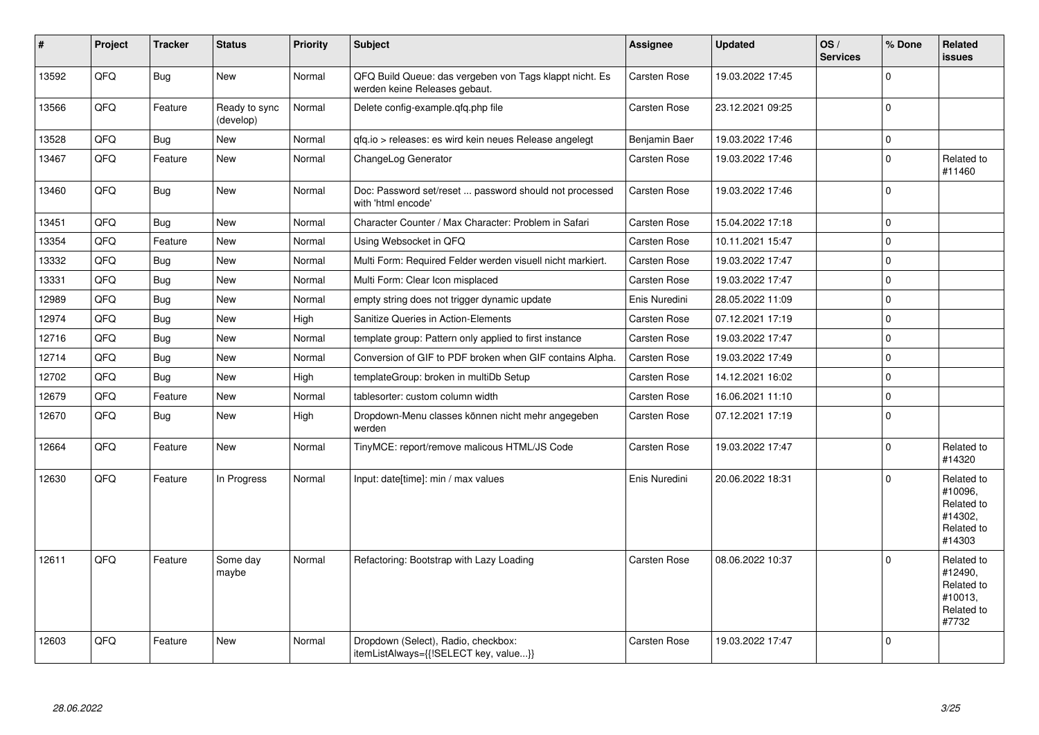| # | Project | Tracker | Status | Priority | Subject | Assignee | Updated | OS / Services | % Done | Related issues |
|---|---|---|---|---|---|---|---|---|---|---|
| 13592 | QFQ | Bug | New | Normal | QFQ Build Queue: das vergeben von Tags klappt nicht. Es werden keine Releases gebaut. | Carsten Rose | 19.03.2022 17:45 | | 0 | |
| 13566 | QFQ | Feature | Ready to sync (develop) | Normal | Delete config-example.qfq.php file | Carsten Rose | 23.12.2021 09:25 | | 0 | |
| 13528 | QFQ | Bug | New | Normal | qfq.io > releases: es wird kein neues Release angelegt | Benjamin Baer | 19.03.2022 17:46 | | 0 | |
| 13467 | QFQ | Feature | New | Normal | ChangeLog Generator | Carsten Rose | 19.03.2022 17:46 | | 0 | Related to #11460 |
| 13460 | QFQ | Bug | New | Normal | Doc: Password set/reset ... password should not processed with 'html encode' | Carsten Rose | 19.03.2022 17:46 | | 0 | |
| 13451 | QFQ | Bug | New | Normal | Character Counter / Max Character: Problem in Safari | Carsten Rose | 15.04.2022 17:18 | | 0 | |
| 13354 | QFQ | Feature | New | Normal | Using Websocket in QFQ | Carsten Rose | 10.11.2021 15:47 | | 0 | |
| 13332 | QFQ | Bug | New | Normal | Multi Form: Required Felder werden visuell nicht markiert. | Carsten Rose | 19.03.2022 17:47 | | 0 | |
| 13331 | QFQ | Bug | New | Normal | Multi Form: Clear Icon misplaced | Carsten Rose | 19.03.2022 17:47 | | 0 | |
| 12989 | QFQ | Bug | New | Normal | empty string does not trigger dynamic update | Enis Nuredini | 28.05.2022 11:09 | | 0 | |
| 12974 | QFQ | Bug | New | High | Sanitize Queries in Action-Elements | Carsten Rose | 07.12.2021 17:19 | | 0 | |
| 12716 | QFQ | Bug | New | Normal | template group: Pattern only applied to first instance | Carsten Rose | 19.03.2022 17:47 | | 0 | |
| 12714 | QFQ | Bug | New | Normal | Conversion of GIF to PDF broken when GIF contains Alpha. | Carsten Rose | 19.03.2022 17:49 | | 0 | |
| 12702 | QFQ | Bug | New | High | templateGroup: broken in multiDb Setup | Carsten Rose | 14.12.2021 16:02 | | 0 | |
| 12679 | QFQ | Feature | New | Normal | tablesorter: custom column width | Carsten Rose | 16.06.2021 11:10 | | 0 | |
| 12670 | QFQ | Bug | New | High | Dropdown-Menu classes können nicht mehr angegeben werden | Carsten Rose | 07.12.2021 17:19 | | 0 | |
| 12664 | QFQ | Feature | New | Normal | TinyMCE: report/remove malicous HTML/JS Code | Carsten Rose | 19.03.2022 17:47 | | 0 | Related to #14320 |
| 12630 | QFQ | Feature | In Progress | Normal | Input: date[time]: min / max values | Enis Nuredini | 20.06.2022 18:31 | | 0 | Related to #10096, Related to #14302, Related to #14303 |
| 12611 | QFQ | Feature | Some day maybe | Normal | Refactoring: Bootstrap with Lazy Loading | Carsten Rose | 08.06.2022 10:37 | | 0 | Related to #12490, Related to #10013, Related to #7732 |
| 12603 | QFQ | Feature | New | Normal | Dropdown (Select), Radio, checkbox: itemListAlways={{!SELECT key, value...}} | Carsten Rose | 19.03.2022 17:47 | | 0 | |

*28.06.2022*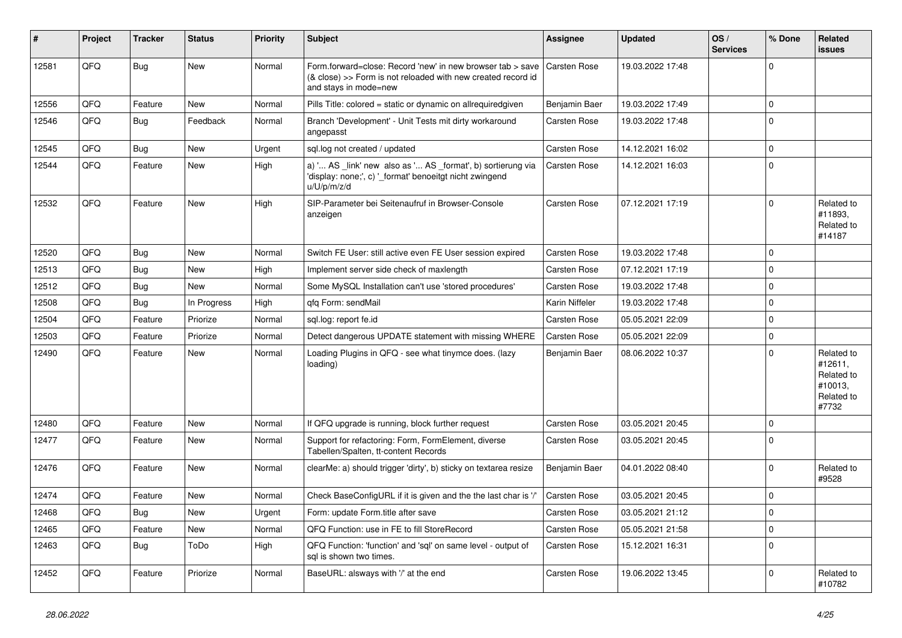| # | Project | Tracker | Status | Priority | Subject | Assignee | Updated | OS / Services | % Done | Related issues |
|---|---|---|---|---|---|---|---|---|---|---|
| 12581 | QFQ | Bug | New | Normal | Form.forward=close: Record 'new' in new browser tab > save (& close) >> Form is not reloaded with new created record id and stays in mode=new | Carsten Rose | 19.03.2022 17:48 | | 0 | |
| 12556 | QFQ | Feature | New | Normal | Pills Title: colored = static or dynamic on allrequiredgiven | Benjamin Baer | 19.03.2022 17:49 | | 0 | |
| 12546 | QFQ | Bug | Feedback | Normal | Branch 'Development' - Unit Tests mit dirty workaround angepasst | Carsten Rose | 19.03.2022 17:48 | | 0 | |
| 12545 | QFQ | Bug | New | Urgent | sql.log not created / updated | Carsten Rose | 14.12.2021 16:02 | | 0 | |
| 12544 | QFQ | Feature | New | High | a) '... AS _link' new also as '... AS _format', b) sortierung via 'display: none;', c) '_format' benoeitgt nicht zwingend u/U/p/m/z/d | Carsten Rose | 14.12.2021 16:03 | | 0 | |
| 12532 | QFQ | Feature | New | High | SIP-Parameter bei Seitenaufruf in Browser-Console anzeigen | Carsten Rose | 07.12.2021 17:19 | | 0 | Related to #11893, Related to #14187 |
| 12520 | QFQ | Bug | New | Normal | Switch FE User: still active even FE User session expired | Carsten Rose | 19.03.2022 17:48 | | 0 | |
| 12513 | QFQ | Bug | New | High | Implement server side check of maxlength | Carsten Rose | 07.12.2021 17:19 | | 0 | |
| 12512 | QFQ | Bug | New | Normal | Some MySQL Installation can't use 'stored procedures' | Carsten Rose | 19.03.2022 17:48 | | 0 | |
| 12508 | QFQ | Bug | In Progress | High | qfq Form: sendMail | Karin Niffeler | 19.03.2022 17:48 | | 0 | |
| 12504 | QFQ | Feature | Priorize | Normal | sql.log: report fe.id | Carsten Rose | 05.05.2021 22:09 | | 0 | |
| 12503 | QFQ | Feature | Priorize | Normal | Detect dangerous UPDATE statement with missing WHERE | Carsten Rose | 05.05.2021 22:09 | | 0 | |
| 12490 | QFQ | Feature | New | Normal | Loading Plugins in QFQ - see what tinymce does. (lazy loading) | Benjamin Baer | 08.06.2022 10:37 | | 0 | Related to #12611, Related to #10013, Related to #7732 |
| 12480 | QFQ | Feature | New | Normal | If QFQ upgrade is running, block further request | Carsten Rose | 03.05.2021 20:45 | | 0 | |
| 12477 | QFQ | Feature | New | Normal | Support for refactoring: Form, FormElement, diverse Tabellen/Spalten, tt-content Records | Carsten Rose | 03.05.2021 20:45 | | 0 | |
| 12476 | QFQ | Feature | New | Normal | clearMe: a) should trigger 'dirty', b) sticky on textarea resize | Benjamin Baer | 04.01.2022 08:40 | | 0 | Related to #9528 |
| 12474 | QFQ | Feature | New | Normal | Check BaseConfigURL if it is given and the the last char is '/' | Carsten Rose | 03.05.2021 20:45 | | 0 | |
| 12468 | QFQ | Bug | New | Urgent | Form: update Form.title after save | Carsten Rose | 03.05.2021 21:12 | | 0 | |
| 12465 | QFQ | Feature | New | Normal | QFQ Function: use in FE to fill StoreRecord | Carsten Rose | 05.05.2021 21:58 | | 0 | |
| 12463 | QFQ | Bug | ToDo | High | QFQ Function: 'function' and 'sql' on same level - output of sql is shown two times. | Carsten Rose | 15.12.2021 16:31 | | 0 | |
| 12452 | QFQ | Feature | Priorize | Normal | BaseURL: alsways with '/' at the end | Carsten Rose | 19.06.2022 13:45 | | 0 | Related to #10782 |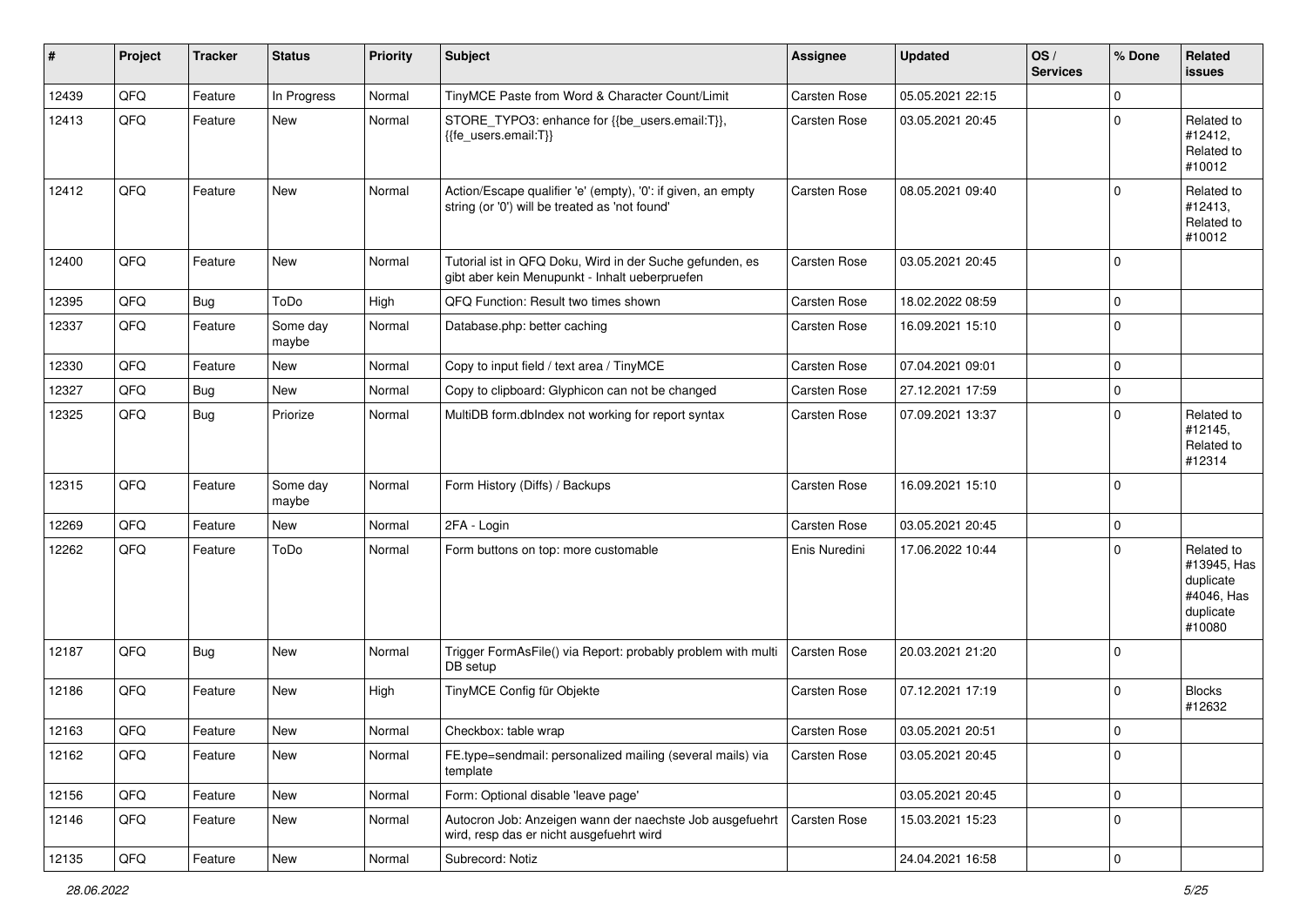| # | Project | Tracker | Status | Priority | Subject | Assignee | Updated | OS / Services | % Done | Related issues |
|---|---|---|---|---|---|---|---|---|---|---|
| 12439 | QFQ | Feature | In Progress | Normal | TinyMCE Paste from Word & Character Count/Limit | Carsten Rose | 05.05.2021 22:15 | | 0 | |
| 12413 | QFQ | Feature | New | Normal | STORE_TYPO3: enhance for {{be_users.email:T}}, {{fe_users.email:T}} | Carsten Rose | 03.05.2021 20:45 | | 0 | Related to #12412, Related to #10012 |
| 12412 | QFQ | Feature | New | Normal | Action/Escape qualifier 'e' (empty), '0': if given, an empty string (or '0') will be treated as 'not found' | Carsten Rose | 08.05.2021 09:40 | | 0 | Related to #12413, Related to #10012 |
| 12400 | QFQ | Feature | New | Normal | Tutorial ist in QFQ Doku, Wird in der Suche gefunden, es gibt aber kein Menupunkt - Inhalt ueberpruefen | Carsten Rose | 03.05.2021 20:45 | | 0 | |
| 12395 | QFQ | Bug | ToDo | High | QFQ Function: Result two times shown | Carsten Rose | 18.02.2022 08:59 | | 0 | |
| 12337 | QFQ | Feature | Some day maybe | Normal | Database.php: better caching | Carsten Rose | 16.09.2021 15:10 | | 0 | |
| 12330 | QFQ | Feature | New | Normal | Copy to input field / text area / TinyMCE | Carsten Rose | 07.04.2021 09:01 | | 0 | |
| 12327 | QFQ | Bug | New | Normal | Copy to clipboard: Glyphicon can not be changed | Carsten Rose | 27.12.2021 17:59 | | 0 | |
| 12325 | QFQ | Bug | Priorize | Normal | MultiDB form.dbIndex not working for report syntax | Carsten Rose | 07.09.2021 13:37 | | 0 | Related to #12145, Related to #12314 |
| 12315 | QFQ | Feature | Some day maybe | Normal | Form History (Diffs) / Backups | Carsten Rose | 16.09.2021 15:10 | | 0 | |
| 12269 | QFQ | Feature | New | Normal | 2FA - Login | Carsten Rose | 03.05.2021 20:45 | | 0 | |
| 12262 | QFQ | Feature | ToDo | Normal | Form buttons on top: more customable | Enis Nuredini | 17.06.2022 10:44 | | 0 | Related to #13945, Has duplicate #4046, Has duplicate #10080 |
| 12187 | QFQ | Bug | New | Normal | Trigger FormAsFile() via Report: probably problem with multi DB setup | Carsten Rose | 20.03.2021 21:20 | | 0 | |
| 12186 | QFQ | Feature | New | High | TinyMCE Config für Objekte | Carsten Rose | 07.12.2021 17:19 | | 0 | Blocks #12632 |
| 12163 | QFQ | Feature | New | Normal | Checkbox: table wrap | Carsten Rose | 03.05.2021 20:51 | | 0 | |
| 12162 | QFQ | Feature | New | Normal | FE.type=sendmail: personalized mailing (several mails) via template | Carsten Rose | 03.05.2021 20:45 | | 0 | |
| 12156 | QFQ | Feature | New | Normal | Form: Optional disable 'leave page' | | 03.05.2021 20:45 | | 0 | |
| 12146 | QFQ | Feature | New | Normal | Autocron Job: Anzeigen wann der naechste Job ausgefuehrt wird, resp das er nicht ausgefuehrt wird | Carsten Rose | 15.03.2021 15:23 | | 0 | |
| 12135 | QFQ | Feature | New | Normal | Subrecord: Notiz | | 24.04.2021 16:58 | | 0 | |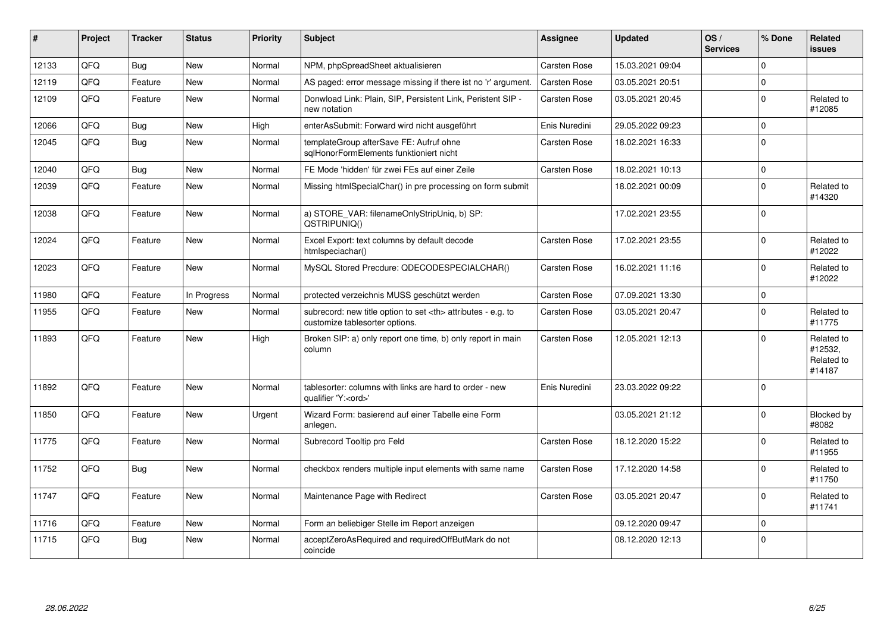| # | Project | Tracker | Status | Priority | Subject | Assignee | Updated | OS / Services | % Done | Related issues |
|---|---|---|---|---|---|---|---|---|---|---|
| 12133 | QFQ | Bug | New | Normal | NPM, phpSpreadSheet aktualisieren | Carsten Rose | 15.03.2021 09:04 | | 0 | |
| 12119 | QFQ | Feature | New | Normal | AS paged: error message missing if there ist no 'r' argument. | Carsten Rose | 03.05.2021 20:51 | | 0 | |
| 12109 | QFQ | Feature | New | Normal | Donwload Link: Plain, SIP, Persistent Link, Peristent SIP - new notation | Carsten Rose | 03.05.2021 20:45 | | 0 | Related to #12085 |
| 12066 | QFQ | Bug | New | High | enterAsSubmit: Forward wird nicht ausgeführt | Enis Nuredini | 29.05.2022 09:23 | | 0 | |
| 12045 | QFQ | Bug | New | Normal | templateGroup afterSave FE: Aufruf ohne sqlHonorFormElements funktioniert nicht | Carsten Rose | 18.02.2021 16:33 | | 0 | |
| 12040 | QFQ | Bug | New | Normal | FE Mode 'hidden' für zwei FEs auf einer Zeile | Carsten Rose | 18.02.2021 10:13 | | 0 | |
| 12039 | QFQ | Feature | New | Normal | Missing htmlSpecialChar() in pre processing on form submit | | 18.02.2021 00:09 | | 0 | Related to #14320 |
| 12038 | QFQ | Feature | New | Normal | a) STORE_VAR: filenameOnlyStripUniq, b) SP: QSTRIPUNIQ() | | 17.02.2021 23:55 | | 0 | |
| 12024 | QFQ | Feature | New | Normal | Excel Export: text columns by default decode htmlspeciachar() | Carsten Rose | 17.02.2021 23:55 | | 0 | Related to #12022 |
| 12023 | QFQ | Feature | New | Normal | MySQL Stored Precdure: QDECODESPECIALCHAR() | Carsten Rose | 16.02.2021 11:16 | | 0 | Related to #12022 |
| 11980 | QFQ | Feature | In Progress | Normal | protected verzeichnis MUSS geschützt werden | Carsten Rose | 07.09.2021 13:30 | | 0 | |
| 11955 | QFQ | Feature | New | Normal | subrecord: new title option to set <th> attributes - e.g. to customize tablesorter options. | Carsten Rose | 03.05.2021 20:47 | | 0 | Related to #11775 |
| 11893 | QFQ | Feature | New | High | Broken SIP: a) only report one time, b) only report in main column | Carsten Rose | 12.05.2021 12:13 | | 0 | Related to #12532, Related to #14187 |
| 11892 | QFQ | Feature | New | Normal | tablesorter: columns with links are hard to order - new qualifier 'Y:<ord>' | Enis Nuredini | 23.03.2022 09:22 | | 0 | |
| 11850 | QFQ | Feature | New | Urgent | Wizard Form: basierend auf einer Tabelle eine Form anlegen. | | 03.05.2021 21:12 | | 0 | Blocked by #8082 |
| 11775 | QFQ | Feature | New | Normal | Subrecord Tooltip pro Feld | Carsten Rose | 18.12.2020 15:22 | | 0 | Related to #11955 |
| 11752 | QFQ | Bug | New | Normal | checkbox renders multiple input elements with same name | Carsten Rose | 17.12.2020 14:58 | | 0 | Related to #11750 |
| 11747 | QFQ | Feature | New | Normal | Maintenance Page with Redirect | Carsten Rose | 03.05.2021 20:47 | | 0 | Related to #11741 |
| 11716 | QFQ | Feature | New | Normal | Form an beliebiger Stelle im Report anzeigen | | 09.12.2020 09:47 | | 0 | |
| 11715 | QFQ | Bug | New | Normal | acceptZeroAsRequired and requiredOffButMark do not coincide | | 08.12.2020 12:13 | | 0 | |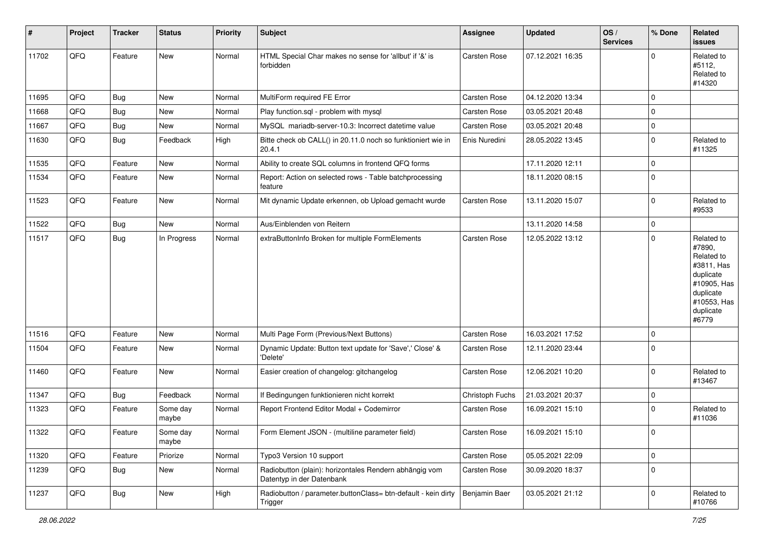| # | Project | Tracker | Status | Priority | Subject | Assignee | Updated | OS / Services | % Done | Related issues |
|---|---|---|---|---|---|---|---|---|---|---|
| 11702 | QFQ | Feature | New | Normal | HTML Special Char makes no sense for 'allbut' if '&' is forbidden | Carsten Rose | 07.12.2021 16:35 | | 0 | Related to #5112, Related to #14320 |
| 11695 | QFQ | Bug | New | Normal | MultiForm required FE Error | Carsten Rose | 04.12.2020 13:34 | | 0 | |
| 11668 | QFQ | Bug | New | Normal | Play function.sql - problem with mysql | Carsten Rose | 03.05.2021 20:48 | | 0 | |
| 11667 | QFQ | Bug | New | Normal | MySQL mariadb-server-10.3: Incorrect datetime value | Carsten Rose | 03.05.2021 20:48 | | 0 | |
| 11630 | QFQ | Bug | Feedback | High | Bitte check ob CALL() in 20.11.0 noch so funktioniert wie in 20.4.1 | Enis Nuredini | 28.05.2022 13:45 | | 0 | Related to #11325 |
| 11535 | QFQ | Feature | New | Normal | Ability to create SQL columns in frontend QFQ forms | | 17.11.2020 12:11 | | 0 | |
| 11534 | QFQ | Feature | New | Normal | Report: Action on selected rows - Table batchprocessing feature | | 18.11.2020 08:15 | | 0 | |
| 11523 | QFQ | Feature | New | Normal | Mit dynamic Update erkennen, ob Upload gemacht wurde | Carsten Rose | 13.11.2020 15:07 | | 0 | Related to #9533 |
| 11522 | QFQ | Bug | New | Normal | Aus/Einblenden von Reitern | | 13.11.2020 14:58 | | 0 | |
| 11517 | QFQ | Bug | In Progress | Normal | extraButtonInfo Broken for multiple FormElements | Carsten Rose | 12.05.2022 13:12 | | 0 | Related to #7890, Related to #3811, Has duplicate #10905, Has duplicate #10553, Has duplicate #6779 |
| 11516 | QFQ | Feature | New | Normal | Multi Page Form (Previous/Next Buttons) | Carsten Rose | 16.03.2021 17:52 | | 0 | |
| 11504 | QFQ | Feature | New | Normal | Dynamic Update: Button text update for 'Save',' Close' & 'Delete' | Carsten Rose | 12.11.2020 23:44 | | 0 | |
| 11460 | QFQ | Feature | New | Normal | Easier creation of changelog: gitchangelog | Carsten Rose | 12.06.2021 10:20 | | 0 | Related to #13467 |
| 11347 | QFQ | Bug | Feedback | Normal | If Bedingungen funktionieren nicht korrekt | Christoph Fuchs | 21.03.2021 20:37 | | 0 | |
| 11323 | QFQ | Feature | Some day maybe | Normal | Report Frontend Editor Modal + Codemirror | Carsten Rose | 16.09.2021 15:10 | | 0 | Related to #11036 |
| 11322 | QFQ | Feature | Some day maybe | Normal | Form Element JSON - (multiline parameter field) | Carsten Rose | 16.09.2021 15:10 | | 0 | |
| 11320 | QFQ | Feature | Priorize | Normal | Typo3 Version 10 support | Carsten Rose | 05.05.2021 22:09 | | 0 | |
| 11239 | QFQ | Bug | New | Normal | Radiobutton (plain): horizontales Rendern abhängig vom Datentyp in der Datenbank | Carsten Rose | 30.09.2020 18:37 | | 0 | |
| 11237 | QFQ | Bug | New | High | Radiobutton / parameter.buttonClass= btn-default - kein dirty Trigger | Benjamin Baer | 03.05.2021 21:12 | | 0 | Related to #10766 |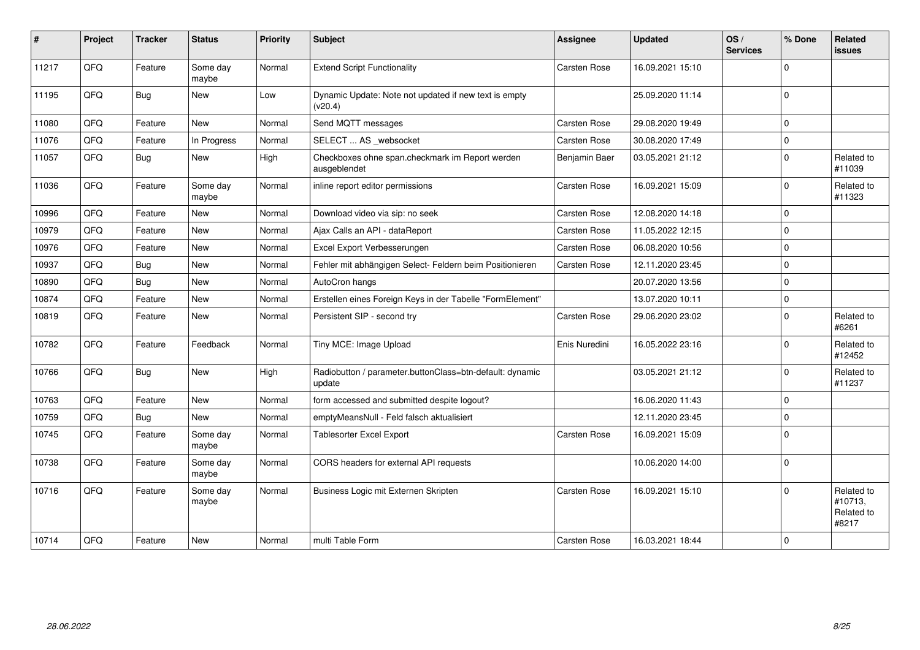| # | Project | Tracker | Status | Priority | Subject | Assignee | Updated | OS / Services | % Done | Related issues |
|---|---|---|---|---|---|---|---|---|---|---|
| 11217 | QFQ | Feature | Some day maybe | Normal | Extend Script Functionality | Carsten Rose | 16.09.2021 15:10 | | 0 | |
| 11195 | QFQ | Bug | New | Low | Dynamic Update: Note not updated if new text is empty (v20.4) | | 25.09.2020 11:14 | | 0 | |
| 11080 | QFQ | Feature | New | Normal | Send MQTT messages | Carsten Rose | 29.08.2020 19:49 | | 0 | |
| 11076 | QFQ | Feature | In Progress | Normal | SELECT ... AS _websocket | Carsten Rose | 30.08.2020 17:49 | | 0 | |
| 11057 | QFQ | Bug | New | High | Checkboxes ohne span.checkmark im Report werden ausgeblendet | Benjamin Baer | 03.05.2021 21:12 | | 0 | Related to #11039 |
| 11036 | QFQ | Feature | Some day maybe | Normal | inline report editor permissions | Carsten Rose | 16.09.2021 15:09 | | 0 | Related to #11323 |
| 10996 | QFQ | Feature | New | Normal | Download video via sip: no seek | Carsten Rose | 12.08.2020 14:18 | | 0 | |
| 10979 | QFQ | Feature | New | Normal | Ajax Calls an API - dataReport | Carsten Rose | 11.05.2022 12:15 | | 0 | |
| 10976 | QFQ | Feature | New | Normal | Excel Export Verbesserungen | Carsten Rose | 06.08.2020 10:56 | | 0 | |
| 10937 | QFQ | Bug | New | Normal | Fehler mit abhängigen Select- Feldern beim Positionieren | Carsten Rose | 12.11.2020 23:45 | | 0 | |
| 10890 | QFQ | Bug | New | Normal | AutoCron hangs | | 20.07.2020 13:56 | | 0 | |
| 10874 | QFQ | Feature | New | Normal | Erstellen eines Foreign Keys in der Tabelle "FormElement" | | 13.07.2020 10:11 | | 0 | |
| 10819 | QFQ | Feature | New | Normal | Persistent SIP - second try | Carsten Rose | 29.06.2020 23:02 | | 0 | Related to #6261 |
| 10782 | QFQ | Feature | Feedback | Normal | Tiny MCE: Image Upload | Enis Nuredini | 16.05.2022 23:16 | | 0 | Related to #12452 |
| 10766 | QFQ | Bug | New | High | Radiobutton / parameter.buttonClass=btn-default: dynamic update | | 03.05.2021 21:12 | | 0 | Related to #11237 |
| 10763 | QFQ | Feature | New | Normal | form accessed and submitted despite logout? | | 16.06.2020 11:43 | | 0 | |
| 10759 | QFQ | Bug | New | Normal | emptyMeansNull - Feld falsch aktualisiert | | 12.11.2020 23:45 | | 0 | |
| 10745 | QFQ | Feature | Some day maybe | Normal | Tablesorter Excel Export | Carsten Rose | 16.09.2021 15:09 | | 0 | |
| 10738 | QFQ | Feature | Some day maybe | Normal | CORS headers for external API requests | | 10.06.2020 14:00 | | 0 | |
| 10716 | QFQ | Feature | Some day maybe | Normal | Business Logic mit Externen Skripten | Carsten Rose | 16.09.2021 15:10 | | 0 | Related to #10713, Related to #8217 |
| 10714 | QFQ | Feature | New | Normal | multi Table Form | Carsten Rose | 16.03.2021 18:44 | | 0 | |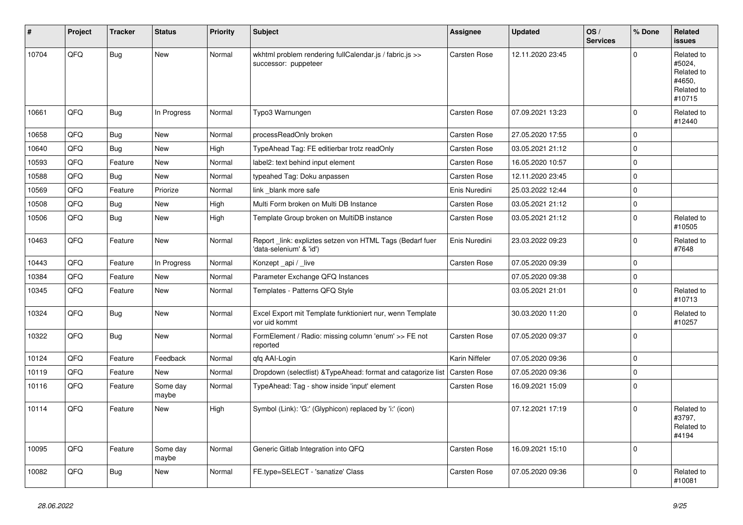| # | Project | Tracker | Status | Priority | Subject | Assignee | Updated | OS / Services | % Done | Related issues |
|---|---|---|---|---|---|---|---|---|---|---|
| 10704 | QFQ | Bug | New | Normal | wkhtml problem rendering fullCalendar.js / fabric.js >> successor: puppeteer | Carsten Rose | 12.11.2020 23:45 | | 0 | Related to #5024, Related to #4650, Related to #10715 |
| 10661 | QFQ | Bug | In Progress | Normal | Typo3 Warnungen | Carsten Rose | 07.09.2021 13:23 | | 0 | Related to #12440 |
| 10658 | QFQ | Bug | New | Normal | processReadOnly broken | Carsten Rose | 27.05.2020 17:55 | | 0 | |
| 10640 | QFQ | Bug | New | High | TypeAhead Tag: FE editierbar trotz readOnly | Carsten Rose | 03.05.2021 21:12 | | 0 | |
| 10593 | QFQ | Feature | New | Normal | label2: text behind input element | Carsten Rose | 16.05.2020 10:57 | | 0 | |
| 10588 | QFQ | Bug | New | Normal | typeahed Tag: Doku anpassen | Carsten Rose | 12.11.2020 23:45 | | 0 | |
| 10569 | QFQ | Feature | Priorize | Normal | link _blank more safe | Enis Nuredini | 25.03.2022 12:44 | | 0 | |
| 10508 | QFQ | Bug | New | High | Multi Form broken on Multi DB Instance | Carsten Rose | 03.05.2021 21:12 | | 0 | |
| 10506 | QFQ | Bug | New | High | Template Group broken on MultiDB instance | Carsten Rose | 03.05.2021 21:12 | | 0 | Related to #10505 |
| 10463 | QFQ | Feature | New | Normal | Report _link: expliztes setzen von HTML Tags (Bedarf fuer 'data-selenium' & 'id') | Enis Nuredini | 23.03.2022 09:23 | | 0 | Related to #7648 |
| 10443 | QFQ | Feature | In Progress | Normal | Konzept _api / _live | Carsten Rose | 07.05.2020 09:39 | | 0 | |
| 10384 | QFQ | Feature | New | Normal | Parameter Exchange QFQ Instances | | 07.05.2020 09:38 | | 0 | |
| 10345 | QFQ | Feature | New | Normal | Templates - Patterns QFQ Style | | 03.05.2021 21:01 | | 0 | Related to #10713 |
| 10324 | QFQ | Bug | New | Normal | Excel Export mit Template funktioniert nur, wenn Template vor uid kommt | | 30.03.2020 11:20 | | 0 | Related to #10257 |
| 10322 | QFQ | Bug | New | Normal | FormElement / Radio: missing column 'enum' >> FE not reported | Carsten Rose | 07.05.2020 09:37 | | 0 | |
| 10124 | QFQ | Feature | Feedback | Normal | qfq AAI-Login | Karin Niffeler | 07.05.2020 09:36 | | 0 | |
| 10119 | QFQ | Feature | New | Normal | Dropdown (selectlist) &TypeAhead: format and catagorize list | Carsten Rose | 07.05.2020 09:36 | | 0 | |
| 10116 | QFQ | Feature | Some day maybe | Normal | TypeAhead: Tag - show inside 'input' element | Carsten Rose | 16.09.2021 15:09 | | 0 | |
| 10114 | QFQ | Feature | New | High | Symbol (Link): 'G:' (Glyphicon) replaced by 'i:' (icon) | | 07.12.2021 17:19 | | 0 | Related to #3797, Related to #4194 |
| 10095 | QFQ | Feature | Some day maybe | Normal | Generic Gitlab Integration into QFQ | Carsten Rose | 16.09.2021 15:10 | | 0 | |
| 10082 | QFQ | Bug | New | Normal | FE.type=SELECT - 'sanatize' Class | Carsten Rose | 07.05.2020 09:36 | | 0 | Related to #10081 |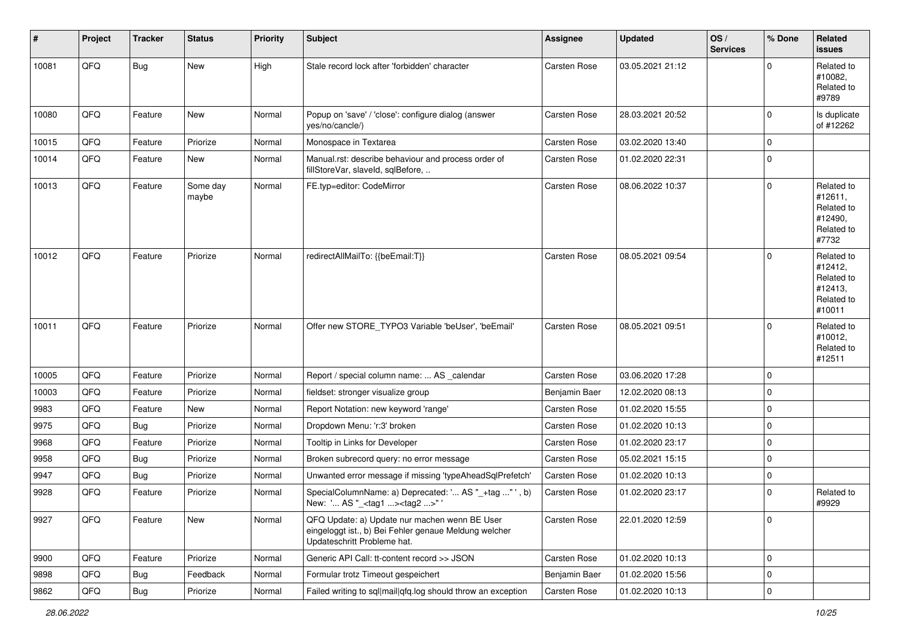| # | Project | Tracker | Status | Priority | Subject | Assignee | Updated | OS / Services | % Done | Related issues |
|---|---|---|---|---|---|---|---|---|---|---|
| 10081 | QFQ | Bug | New | High | Stale record lock after 'forbidden' character | Carsten Rose | 03.05.2021 21:12 | | 0 | Related to #10082, Related to #9789 |
| 10080 | QFQ | Feature | New | Normal | Popup on 'save' / 'close': configure dialog (answer yes/no/cancle/) | Carsten Rose | 28.03.2021 20:52 | | 0 | Is duplicate of #12262 |
| 10015 | QFQ | Feature | Priorize | Normal | Monospace in Textarea | Carsten Rose | 03.02.2020 13:40 | | 0 | |
| 10014 | QFQ | Feature | New | Normal | Manual.rst: describe behaviour and process order of fillStoreVar, slaveId, sqlBefore, .. | Carsten Rose | 01.02.2020 22:31 | | 0 | |
| 10013 | QFQ | Feature | Some day maybe | Normal | FE.typ=editor: CodeMirror | Carsten Rose | 08.06.2022 10:37 | | 0 | Related to #12611, Related to #12490, Related to #7732 |
| 10012 | QFQ | Feature | Priorize | Normal | redirectAllMailTo: {{beEmail:T}} | Carsten Rose | 08.05.2021 09:54 | | 0 | Related to #12412, Related to #12413, Related to #10011 |
| 10011 | QFQ | Feature | Priorize | Normal | Offer new STORE_TYPO3 Variable 'beUser', 'beEmail' | Carsten Rose | 08.05.2021 09:51 | | 0 | Related to #10012, Related to #12511 |
| 10005 | QFQ | Feature | Priorize | Normal | Report / special column name: ... AS _calendar | Carsten Rose | 03.06.2020 17:28 | | 0 | |
| 10003 | QFQ | Feature | Priorize | Normal | fieldset: stronger visualize group | Benjamin Baer | 12.02.2020 08:13 | | 0 | |
| 9983 | QFQ | Feature | New | Normal | Report Notation: new keyword 'range' | Carsten Rose | 01.02.2020 15:55 | | 0 | |
| 9975 | QFQ | Bug | Priorize | Normal | Dropdown Menu: 'r:3' broken | Carsten Rose | 01.02.2020 10:13 | | 0 | |
| 9968 | QFQ | Feature | Priorize | Normal | Tooltip in Links for Developer | Carsten Rose | 01.02.2020 23:17 | | 0 | |
| 9958 | QFQ | Bug | Priorize | Normal | Broken subrecord query: no error message | Carsten Rose | 05.02.2021 15:15 | | 0 | |
| 9947 | QFQ | Bug | Priorize | Normal | Unwanted error message if missing 'typeAheadSqlPrefetch' | Carsten Rose | 01.02.2020 10:13 | | 0 | |
| 9928 | QFQ | Feature | Priorize | Normal | SpecialColumnName: a) Deprecated: '... AS "_+tag ..." ', b) New: '... AS "_<tag1 ...><tag2 ...>" ' | Carsten Rose | 01.02.2020 23:17 | | 0 | Related to #9929 |
| 9927 | QFQ | Feature | New | Normal | QFQ Update: a) Update nur machen wenn BE User eingeloggt ist., b) Bei Fehler genaue Meldung welcher Updateschritt Probleme hat. | Carsten Rose | 22.01.2020 12:59 | | 0 | |
| 9900 | QFQ | Feature | Priorize | Normal | Generic API Call: tt-content record >> JSON | Carsten Rose | 01.02.2020 10:13 | | 0 | |
| 9898 | QFQ | Bug | Feedback | Normal | Formular trotz Timeout gespeichert | Benjamin Baer | 01.02.2020 15:56 | | 0 | |
| 9862 | QFQ | Bug | Priorize | Normal | Failed writing to sql\|mail\|qfq.log should throw an exception | Carsten Rose | 01.02.2020 10:13 | | 0 | |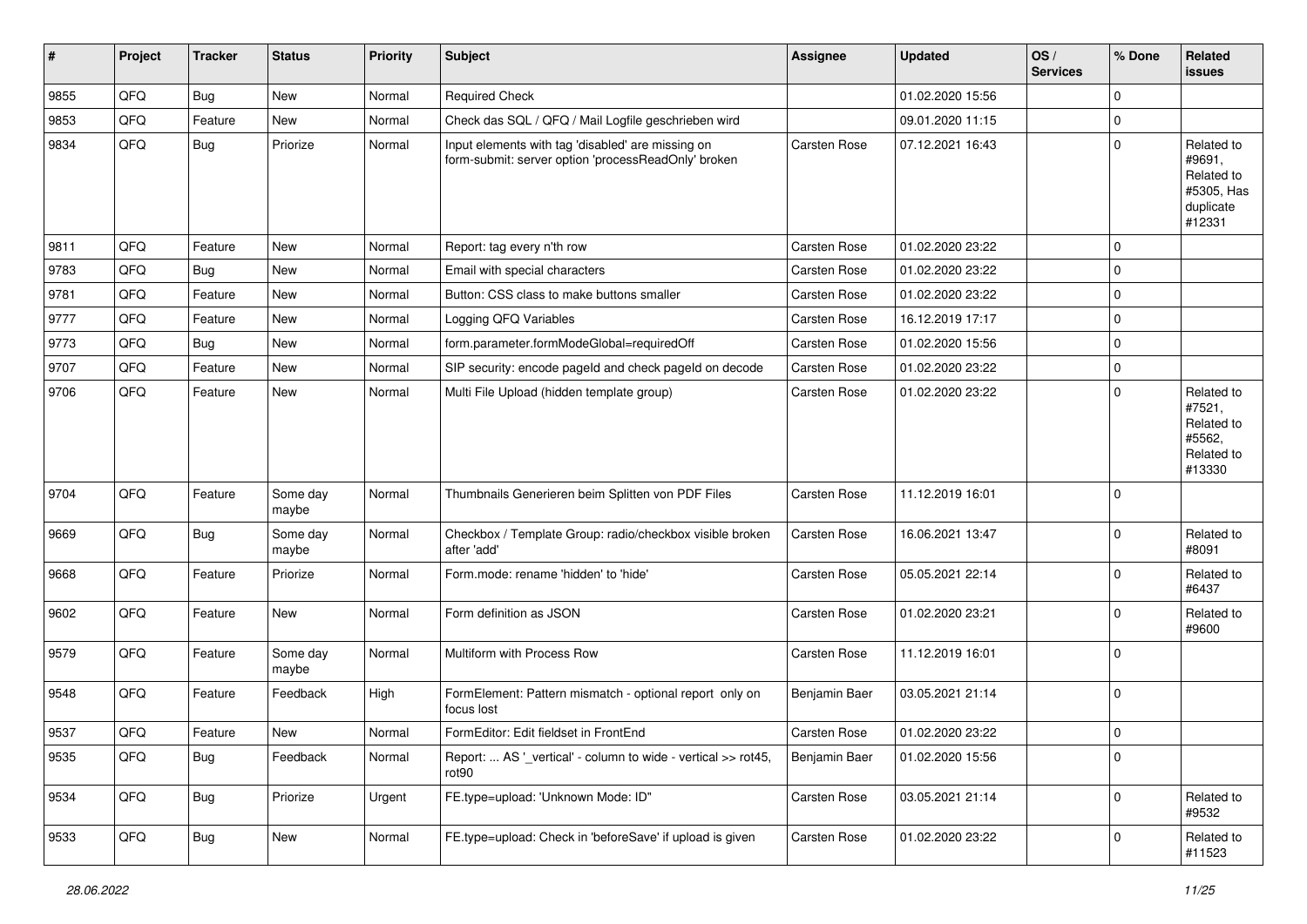| # | Project | Tracker | Status | Priority | Subject | Assignee | Updated | OS / Services | % Done | Related issues |
|---|---|---|---|---|---|---|---|---|---|---|
| 9855 | QFQ | Bug | New | Normal | Required Check | | 01.02.2020 15:56 | | 0 | |
| 9853 | QFQ | Feature | New | Normal | Check das SQL / QFQ / Mail Logfile geschrieben wird | | 09.01.2020 11:15 | | 0 | |
| 9834 | QFQ | Bug | Priorize | Normal | Input elements with tag 'disabled' are missing on form-submit: server option 'processReadOnly' broken | Carsten Rose | 07.12.2021 16:43 | | 0 | Related to #9691, Related to #5305, Has duplicate #12331 |
| 9811 | QFQ | Feature | New | Normal | Report: tag every n'th row | Carsten Rose | 01.02.2020 23:22 | | 0 | |
| 9783 | QFQ | Bug | New | Normal | Email with special characters | Carsten Rose | 01.02.2020 23:22 | | 0 | |
| 9781 | QFQ | Feature | New | Normal | Button: CSS class to make buttons smaller | Carsten Rose | 01.02.2020 23:22 | | 0 | |
| 9777 | QFQ | Feature | New | Normal | Logging QFQ Variables | Carsten Rose | 16.12.2019 17:17 | | 0 | |
| 9773 | QFQ | Bug | New | Normal | form.parameter.formModeGlobal=requiredOff | Carsten Rose | 01.02.2020 15:56 | | 0 | |
| 9707 | QFQ | Feature | New | Normal | SIP security: encode pageId and check pageId on decode | Carsten Rose | 01.02.2020 23:22 | | 0 | |
| 9706 | QFQ | Feature | New | Normal | Multi File Upload (hidden template group) | Carsten Rose | 01.02.2020 23:22 | | 0 | Related to #7521, Related to #5562, Related to #13330 |
| 9704 | QFQ | Feature | Some day maybe | Normal | Thumbnails Generieren beim Splitten von PDF Files | Carsten Rose | 11.12.2019 16:01 | | 0 | |
| 9669 | QFQ | Bug | Some day maybe | Normal | Checkbox / Template Group: radio/checkbox visible broken after 'add' | Carsten Rose | 16.06.2021 13:47 | | 0 | Related to #8091 |
| 9668 | QFQ | Feature | Priorize | Normal | Form.mode: rename 'hidden' to 'hide' | Carsten Rose | 05.05.2021 22:14 | | 0 | Related to #6437 |
| 9602 | QFQ | Feature | New | Normal | Form definition as JSON | Carsten Rose | 01.02.2020 23:21 | | 0 | Related to #9600 |
| 9579 | QFQ | Feature | Some day maybe | Normal | Multiform with Process Row | Carsten Rose | 11.12.2019 16:01 | | 0 | |
| 9548 | QFQ | Feature | Feedback | High | FormElement: Pattern mismatch - optional report only on focus lost | Benjamin Baer | 03.05.2021 21:14 | | 0 | |
| 9537 | QFQ | Feature | New | Normal | FormEditor: Edit fieldset in FrontEnd | Carsten Rose | 01.02.2020 23:22 | | 0 | |
| 9535 | QFQ | Bug | Feedback | Normal | Report: ... AS '_vertical' - column to wide - vertical >> rot45, rot90 | Benjamin Baer | 01.02.2020 15:56 | | 0 | |
| 9534 | QFQ | Bug | Priorize | Urgent | FE.type=upload: 'Unknown Mode: ID" | Carsten Rose | 03.05.2021 21:14 | | 0 | Related to #9532 |
| 9533 | QFQ | Bug | New | Normal | FE.type=upload: Check in 'beforeSave' if upload is given | Carsten Rose | 01.02.2020 23:22 | | 0 | Related to #11523 |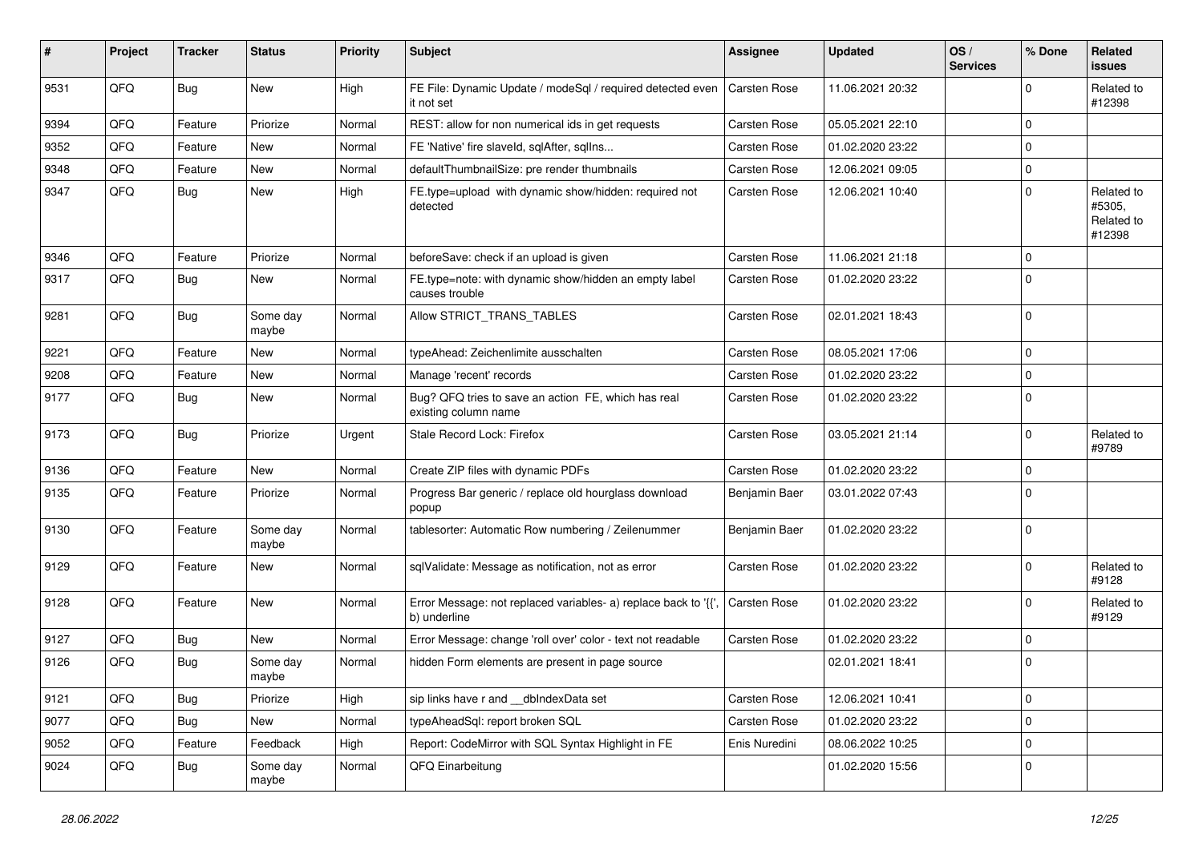| # | Project | Tracker | Status | Priority | Subject | Assignee | Updated | OS / Services | % Done | Related issues |
|---|---|---|---|---|---|---|---|---|---|---|
| 9531 | QFQ | Bug | New | High | FE File: Dynamic Update / modeSql / required detected even it not set | Carsten Rose | 11.06.2021 20:32 | | 0 | Related to #12398 |
| 9394 | QFQ | Feature | Priorize | Normal | REST: allow for non numerical ids in get requests | Carsten Rose | 05.05.2021 22:10 | | 0 | |
| 9352 | QFQ | Feature | New | Normal | FE 'Native' fire slaveId, sqlAfter, sqlIns... | Carsten Rose | 01.02.2020 23:22 | | 0 | |
| 9348 | QFQ | Feature | New | Normal | defaultThumbnailSize: pre render thumbnails | Carsten Rose | 12.06.2021 09:05 | | 0 | |
| 9347 | QFQ | Bug | New | High | FE.type=upload with dynamic show/hidden: required not detected | Carsten Rose | 12.06.2021 10:40 | | 0 | Related to #5305, Related to #12398 |
| 9346 | QFQ | Feature | Priorize | Normal | beforeSave: check if an upload is given | Carsten Rose | 11.06.2021 21:18 | | 0 | |
| 9317 | QFQ | Bug | New | Normal | FE.type=note: with dynamic show/hidden an empty label causes trouble | Carsten Rose | 01.02.2020 23:22 | | 0 | |
| 9281 | QFQ | Bug | Some day maybe | Normal | Allow STRICT_TRANS_TABLES | Carsten Rose | 02.01.2021 18:43 | | 0 | |
| 9221 | QFQ | Feature | New | Normal | typeAhead: Zeichenlimite ausschalten | Carsten Rose | 08.05.2021 17:06 | | 0 | |
| 9208 | QFQ | Feature | New | Normal | Manage 'recent' records | Carsten Rose | 01.02.2020 23:22 | | 0 | |
| 9177 | QFQ | Bug | New | Normal | Bug? QFQ tries to save an action FE, which has real existing column name | Carsten Rose | 01.02.2020 23:22 | | 0 | |
| 9173 | QFQ | Bug | Priorize | Urgent | Stale Record Lock: Firefox | Carsten Rose | 03.05.2021 21:14 | | 0 | Related to #9789 |
| 9136 | QFQ | Feature | New | Normal | Create ZIP files with dynamic PDFs | Carsten Rose | 01.02.2020 23:22 | | 0 | |
| 9135 | QFQ | Feature | Priorize | Normal | Progress Bar generic / replace old hourglass download popup | Benjamin Baer | 03.01.2022 07:43 | | 0 | |
| 9130 | QFQ | Feature | Some day maybe | Normal | tablesorter: Automatic Row numbering / Zeilenummer | Benjamin Baer | 01.02.2020 23:22 | | 0 | |
| 9129 | QFQ | Feature | New | Normal | sqlValidate: Message as notification, not as error | Carsten Rose | 01.02.2020 23:22 | | 0 | Related to #9128 |
| 9128 | QFQ | Feature | New | Normal | Error Message: not replaced variables- a) replace back to '{{', b) underline | Carsten Rose | 01.02.2020 23:22 | | 0 | Related to #9129 |
| 9127 | QFQ | Bug | New | Normal | Error Message: change 'roll over' color - text not readable | Carsten Rose | 01.02.2020 23:22 | | 0 | |
| 9126 | QFQ | Bug | Some day maybe | Normal | hidden Form elements are present in page source | | 02.01.2021 18:41 | | 0 | |
| 9121 | QFQ | Bug | Priorize | High | sip links have r and __dbIndexData set | Carsten Rose | 12.06.2021 10:41 | | 0 | |
| 9077 | QFQ | Bug | New | Normal | typeAheadSql: report broken SQL | Carsten Rose | 01.02.2020 23:22 | | 0 | |
| 9052 | QFQ | Feature | Feedback | High | Report: CodeMirror with SQL Syntax Highlight in FE | Enis Nuredini | 08.06.2022 10:25 | | 0 | |
| 9024 | QFQ | Bug | Some day maybe | Normal | QFQ Einarbeitung | | 01.02.2020 15:56 | | 0 | |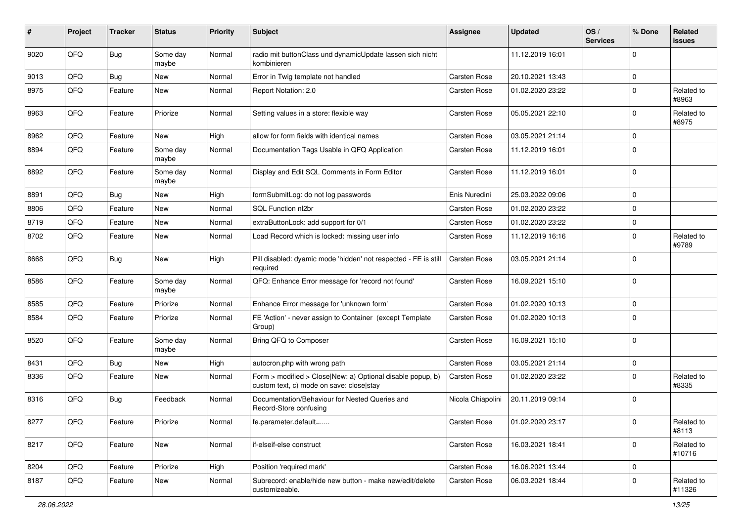| # | Project | Tracker | Status | Priority | Subject | Assignee | Updated | OS / Services | % Done | Related issues |
|---|---|---|---|---|---|---|---|---|---|---|
| 9020 | QFQ | Bug | Some day maybe | Normal | radio mit buttonClass und dynamicUpdate lassen sich nicht kombinieren | | 11.12.2019 16:01 | | 0 | |
| 9013 | QFQ | Bug | New | Normal | Error in Twig template not handled | Carsten Rose | 20.10.2021 13:43 | | 0 | |
| 8975 | QFQ | Feature | New | Normal | Report Notation: 2.0 | Carsten Rose | 01.02.2020 23:22 | | 0 | Related to #8963 |
| 8963 | QFQ | Feature | Priorize | Normal | Setting values in a store: flexible way | Carsten Rose | 05.05.2021 22:10 | | 0 | Related to #8975 |
| 8962 | QFQ | Feature | New | High | allow for form fields with identical names | Carsten Rose | 03.05.2021 21:14 | | 0 | |
| 8894 | QFQ | Feature | Some day maybe | Normal | Documentation Tags Usable in QFQ Application | Carsten Rose | 11.12.2019 16:01 | | 0 | |
| 8892 | QFQ | Feature | Some day maybe | Normal | Display and Edit SQL Comments in Form Editor | Carsten Rose | 11.12.2019 16:01 | | 0 | |
| 8891 | QFQ | Bug | New | High | formSubmitLog: do not log passwords | Enis Nuredini | 25.03.2022 09:06 | | 0 | |
| 8806 | QFQ | Feature | New | Normal | SQL Function nl2br | Carsten Rose | 01.02.2020 23:22 | | 0 | |
| 8719 | QFQ | Feature | New | Normal | extraButtonLock: add support for 0/1 | Carsten Rose | 01.02.2020 23:22 | | 0 | |
| 8702 | QFQ | Feature | New | Normal | Load Record which is locked: missing user info | Carsten Rose | 11.12.2019 16:16 | | 0 | Related to #9789 |
| 8668 | QFQ | Bug | New | High | Pill disabled: dyamic mode 'hidden' not respected - FE is still required | Carsten Rose | 03.05.2021 21:14 | | 0 | |
| 8586 | QFQ | Feature | Some day maybe | Normal | QFQ: Enhance Error message for 'record not found' | Carsten Rose | 16.09.2021 15:10 | | 0 | |
| 8585 | QFQ | Feature | Priorize | Normal | Enhance Error message for 'unknown form' | Carsten Rose | 01.02.2020 10:13 | | 0 | |
| 8584 | QFQ | Feature | Priorize | Normal | FE 'Action' - never assign to Container (except Template Group) | Carsten Rose | 01.02.2020 10:13 | | 0 | |
| 8520 | QFQ | Feature | Some day maybe | Normal | Bring QFQ to Composer | Carsten Rose | 16.09.2021 15:10 | | 0 | |
| 8431 | QFQ | Bug | New | High | autocron.php with wrong path | Carsten Rose | 03.05.2021 21:14 | | 0 | |
| 8336 | QFQ | Feature | New | Normal | Form > modified > Close\|New: a) Optional disable popup, b) custom text, c) mode on save: close\|stay | Carsten Rose | 01.02.2020 23:22 | | 0 | Related to #8335 |
| 8316 | QFQ | Bug | Feedback | Normal | Documentation/Behaviour for Nested Queries and Record-Store confusing | Nicola Chiapolini | 20.11.2019 09:14 | | 0 | |
| 8277 | QFQ | Feature | Priorize | Normal | fe.parameter.default=..... | Carsten Rose | 01.02.2020 23:17 | | 0 | Related to #8113 |
| 8217 | QFQ | Feature | New | Normal | if-elseif-else construct | Carsten Rose | 16.03.2021 18:41 | | 0 | Related to #10716 |
| 8204 | QFQ | Feature | Priorize | High | Position 'required mark' | Carsten Rose | 16.06.2021 13:44 | | 0 | |
| 8187 | QFQ | Feature | New | Normal | Subrecord: enable/hide new button - make new/edit/delete customizeable. | Carsten Rose | 06.03.2021 18:44 | | 0 | Related to #11326 |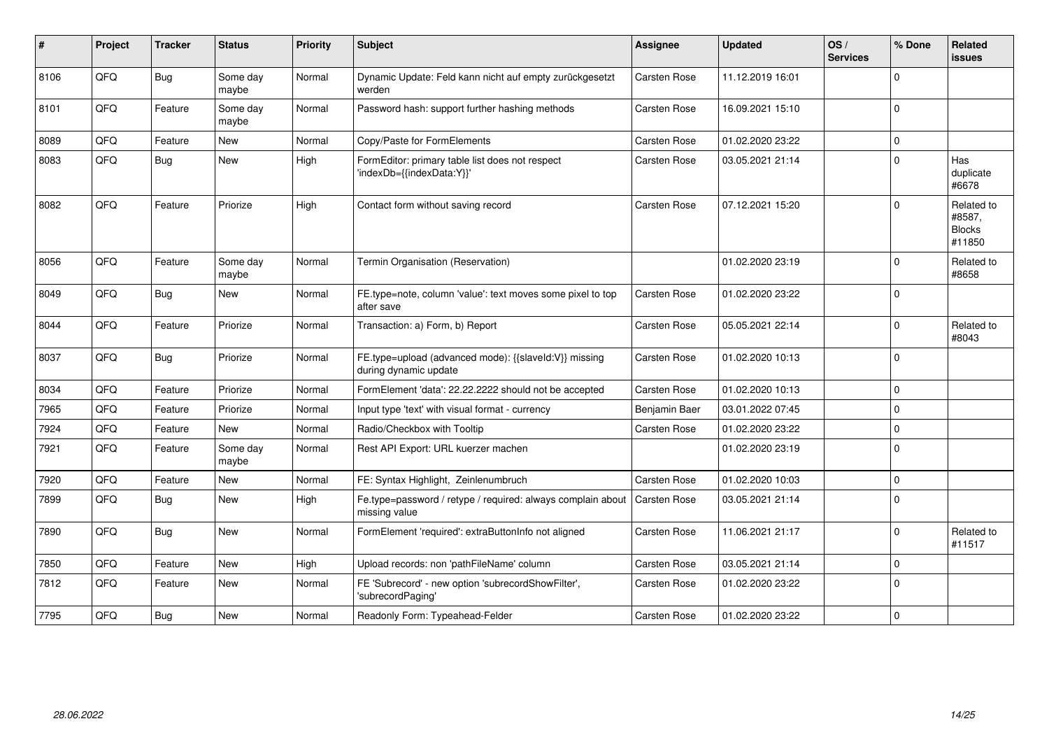| # | Project | Tracker | Status | Priority | Subject | Assignee | Updated | OS / Services | % Done | Related issues |
|---|---|---|---|---|---|---|---|---|---|---|
| 8106 | QFQ | Bug | Some day maybe | Normal | Dynamic Update: Feld kann nicht auf empty zurückgesetzt werden | Carsten Rose | 11.12.2019 16:01 | | 0 | |
| 8101 | QFQ | Feature | Some day maybe | Normal | Password hash: support further hashing methods | Carsten Rose | 16.09.2021 15:10 | | 0 | |
| 8089 | QFQ | Feature | New | Normal | Copy/Paste for FormElements | Carsten Rose | 01.02.2020 23:22 | | 0 | |
| 8083 | QFQ | Bug | New | High | FormEditor: primary table list does not respect 'indexDb={{indexData:Y}}' | Carsten Rose | 03.05.2021 21:14 | | 0 | Has duplicate #6678 |
| 8082 | QFQ | Feature | Priorize | High | Contact form without saving record | Carsten Rose | 07.12.2021 15:20 | | 0 | Related to #8587, Blocks #11850 |
| 8056 | QFQ | Feature | Some day maybe | Normal | Termin Organisation (Reservation) | | 01.02.2020 23:19 | | 0 | Related to #8658 |
| 8049 | QFQ | Bug | New | Normal | FE.type=note, column 'value': text moves some pixel to top after save | Carsten Rose | 01.02.2020 23:22 | | 0 | |
| 8044 | QFQ | Feature | Priorize | Normal | Transaction: a) Form, b) Report | Carsten Rose | 05.05.2021 22:14 | | 0 | Related to #8043 |
| 8037 | QFQ | Bug | Priorize | Normal | FE.type=upload (advanced mode): {{slaveId:V}} missing during dynamic update | Carsten Rose | 01.02.2020 10:13 | | 0 | |
| 8034 | QFQ | Feature | Priorize | Normal | FormElement 'data': 22.22.2222 should not be accepted | Carsten Rose | 01.02.2020 10:13 | | 0 | |
| 7965 | QFQ | Feature | Priorize | Normal | Input type 'text' with visual format - currency | Benjamin Baer | 03.01.2022 07:45 | | 0 | |
| 7924 | QFQ | Feature | New | Normal | Radio/Checkbox with Tooltip | Carsten Rose | 01.02.2020 23:22 | | 0 | |
| 7921 | QFQ | Feature | Some day maybe | Normal | Rest API Export: URL kuerzer machen | | 01.02.2020 23:19 | | 0 | |
| 7920 | QFQ | Feature | New | Normal | FE: Syntax Highlight, Zeinlenumbruch | Carsten Rose | 01.02.2020 10:03 | | 0 | |
| 7899 | QFQ | Bug | New | High | Fe.type=password / retype / required: always complain about missing value | Carsten Rose | 03.05.2021 21:14 | | 0 | |
| 7890 | QFQ | Bug | New | Normal | FormElement 'required': extraButtonInfo not aligned | Carsten Rose | 11.06.2021 21:17 | | 0 | Related to #11517 |
| 7850 | QFQ | Feature | New | High | Upload records: non 'pathFileName' column | Carsten Rose | 03.05.2021 21:14 | | 0 | |
| 7812 | QFQ | Feature | New | Normal | FE 'Subrecord' - new option 'subrecordShowFilter', 'subrecordPaging' | Carsten Rose | 01.02.2020 23:22 | | 0 | |
| 7795 | QFQ | Bug | New | Normal | Readonly Form: Typeahead-Felder | Carsten Rose | 01.02.2020 23:22 | | 0 | |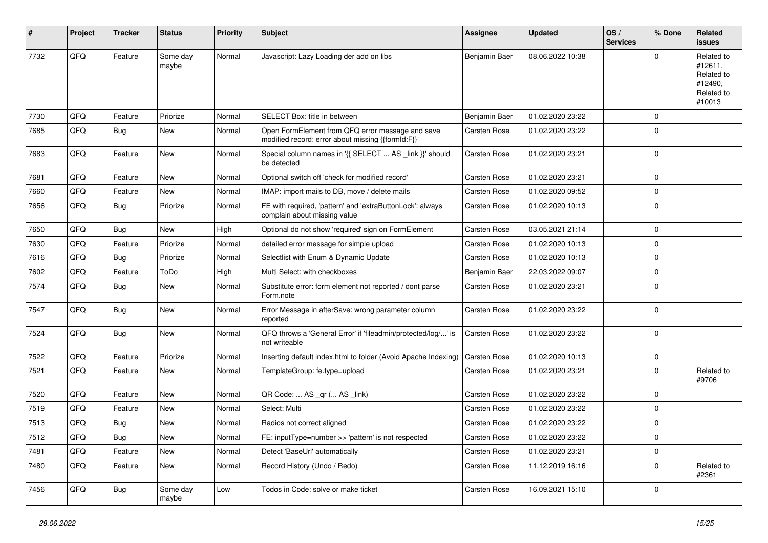| # | Project | Tracker | Status | Priority | Subject | Assignee | Updated | OS / Services | % Done | Related issues |
|---|---|---|---|---|---|---|---|---|---|---|
| 7732 | QFQ | Feature | Some day maybe | Normal | Javascript: Lazy Loading der add on libs | Benjamin Baer | 08.06.2022 10:38 | | 0 | Related to #12611, Related to #12490, Related to #10013 |
| 7730 | QFQ | Feature | Priorize | Normal | SELECT Box: title in between | Benjamin Baer | 01.02.2020 23:22 | | 0 | |
| 7685 | QFQ | Bug | New | Normal | Open FormElement from QFQ error message and save modified record: error about missing {{formId:F}} | Carsten Rose | 01.02.2020 23:22 | | 0 | |
| 7683 | QFQ | Feature | New | Normal | Special column names in '{{ SELECT ... AS _link }}' should be detected | Carsten Rose | 01.02.2020 23:21 | | 0 | |
| 7681 | QFQ | Feature | New | Normal | Optional switch off 'check for modified record' | Carsten Rose | 01.02.2020 23:21 | | 0 | |
| 7660 | QFQ | Feature | New | Normal | IMAP: import mails to DB, move / delete mails | Carsten Rose | 01.02.2020 09:52 | | 0 | |
| 7656 | QFQ | Bug | Priorize | Normal | FE with required, 'pattern' and 'extraButtonLock': always complain about missing value | Carsten Rose | 01.02.2020 10:13 | | 0 | |
| 7650 | QFQ | Bug | New | High | Optional do not show 'required' sign on FormElement | Carsten Rose | 03.05.2021 21:14 | | 0 | |
| 7630 | QFQ | Feature | Priorize | Normal | detailed error message for simple upload | Carsten Rose | 01.02.2020 10:13 | | 0 | |
| 7616 | QFQ | Bug | Priorize | Normal | Selectlist with Enum & Dynamic Update | Carsten Rose | 01.02.2020 10:13 | | 0 | |
| 7602 | QFQ | Feature | ToDo | High | Multi Select: with checkboxes | Benjamin Baer | 22.03.2022 09:07 | | 0 | |
| 7574 | QFQ | Bug | New | Normal | Substitute error: form element not reported / dont parse Form.note | Carsten Rose | 01.02.2020 23:21 | | 0 | |
| 7547 | QFQ | Bug | New | Normal | Error Message in afterSave: wrong parameter column reported | Carsten Rose | 01.02.2020 23:22 | | 0 | |
| 7524 | QFQ | Bug | New | Normal | QFQ throws a 'General Error' if 'fileadmin/protected/log/...' is not writeable | Carsten Rose | 01.02.2020 23:22 | | 0 | |
| 7522 | QFQ | Feature | Priorize | Normal | Inserting default index.html to folder (Avoid Apache Indexing) | Carsten Rose | 01.02.2020 10:13 | | 0 | |
| 7521 | QFQ | Feature | New | Normal | TemplateGroup: fe.type=upload | Carsten Rose | 01.02.2020 23:21 | | 0 | Related to #9706 |
| 7520 | QFQ | Feature | New | Normal | QR Code: ... AS _qr (... AS _link) | Carsten Rose | 01.02.2020 23:22 | | 0 | |
| 7519 | QFQ | Feature | New | Normal | Select: Multi | Carsten Rose | 01.02.2020 23:22 | | 0 | |
| 7513 | QFQ | Bug | New | Normal | Radios not correct aligned | Carsten Rose | 01.02.2020 23:22 | | 0 | |
| 7512 | QFQ | Bug | New | Normal | FE: inputType=number >> 'pattern' is not respected | Carsten Rose | 01.02.2020 23:22 | | 0 | |
| 7481 | QFQ | Feature | New | Normal | Detect 'BaseUrl' automatically | Carsten Rose | 01.02.2020 23:21 | | 0 | |
| 7480 | QFQ | Feature | New | Normal | Record History (Undo / Redo) | Carsten Rose | 11.12.2019 16:16 | | 0 | Related to #2361 |
| 7456 | QFQ | Bug | Some day maybe | Low | Todos in Code: solve or make ticket | Carsten Rose | 16.09.2021 15:10 | | 0 | |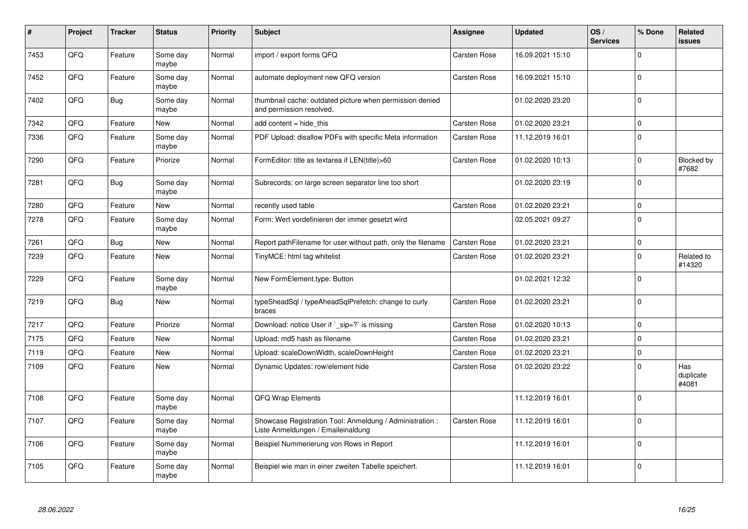| # | Project | Tracker | Status | Priority | Subject | Assignee | Updated | OS / Services | % Done | Related issues |
|---|---|---|---|---|---|---|---|---|---|---|
| 7453 | QFQ | Feature | Some day maybe | Normal | import / export forms QFQ | Carsten Rose | 16.09.2021 15:10 | | 0 | |
| 7452 | QFQ | Feature | Some day maybe | Normal | automate deployment new QFQ version | Carsten Rose | 16.09.2021 15:10 | | 0 | |
| 7402 | QFQ | Bug | Some day maybe | Normal | thumbnail cache: outdated picture when permission denied and permission resolved. | | 01.02.2020 23:20 | | 0 | |
| 7342 | QFQ | Feature | New | Normal | add content = hide_this | Carsten Rose | 01.02.2020 23:21 | | 0 | |
| 7336 | QFQ | Feature | Some day maybe | Normal | PDF Upload: disallow PDFs with specific Meta information | Carsten Rose | 11.12.2019 16:01 | | 0 | |
| 7290 | QFQ | Feature | Priorize | Normal | FormEditor: title as textarea if LEN(title)>60 | Carsten Rose | 01.02.2020 10:13 | | 0 | Blocked by #7682 |
| 7281 | QFQ | Bug | Some day maybe | Normal | Subrecords: on large screen separator line too short | | 01.02.2020 23:19 | | 0 | |
| 7280 | QFQ | Feature | New | Normal | recently used table | Carsten Rose | 01.02.2020 23:21 | | 0 | |
| 7278 | QFQ | Feature | Some day maybe | Normal | Form: Wert vordefinieren der immer gesetzt wird | | 02.05.2021 09:27 | | 0 | |
| 7261 | QFQ | Bug | New | Normal | Report pathFilename for user without path, only the filename | Carsten Rose | 01.02.2020 23:21 | | 0 | |
| 7239 | QFQ | Feature | New | Normal | TinyMCE: html tag whitelist | Carsten Rose | 01.02.2020 23:21 | | 0 | Related to #14320 |
| 7229 | QFQ | Feature | Some day maybe | Normal | New FormElement.type: Button | | 01.02.2021 12:32 | | 0 | |
| 7219 | QFQ | Bug | New | Normal | typeSheadSql / typeAheadSqlPrefetch: change to curly braces | Carsten Rose | 01.02.2020 23:21 | | 0 | |
| 7217 | QFQ | Feature | Priorize | Normal | Download: notice User if `_sip=?` is missing | Carsten Rose | 01.02.2020 10:13 | | 0 | |
| 7175 | QFQ | Feature | New | Normal | Upload: md5 hash as filename | Carsten Rose | 01.02.2020 23:21 | | 0 | |
| 7119 | QFQ | Feature | New | Normal | Upload: scaleDownWidth, scaleDownHeight | Carsten Rose | 01.02.2020 23:21 | | 0 | |
| 7109 | QFQ | Feature | New | Normal | Dynamic Updates: row/element hide | Carsten Rose | 01.02.2020 23:22 | | 0 | Has duplicate #4081 |
| 7108 | QFQ | Feature | Some day maybe | Normal | QFQ Wrap Elements | | 11.12.2019 16:01 | | 0 | |
| 7107 | QFQ | Feature | Some day maybe | Normal | Showcase Registration Tool: Anmeldung / Administration : Liste Anmeldungen / Emaileinaldung | Carsten Rose | 11.12.2019 16:01 | | 0 | |
| 7106 | QFQ | Feature | Some day maybe | Normal | Beispiel Nummerierung von Rows in Report | | 11.12.2019 16:01 | | 0 | |
| 7105 | QFQ | Feature | Some day maybe | Normal | Beispiel wie man in einer zweiten Tabelle speichert. | | 11.12.2019 16:01 | | 0 | |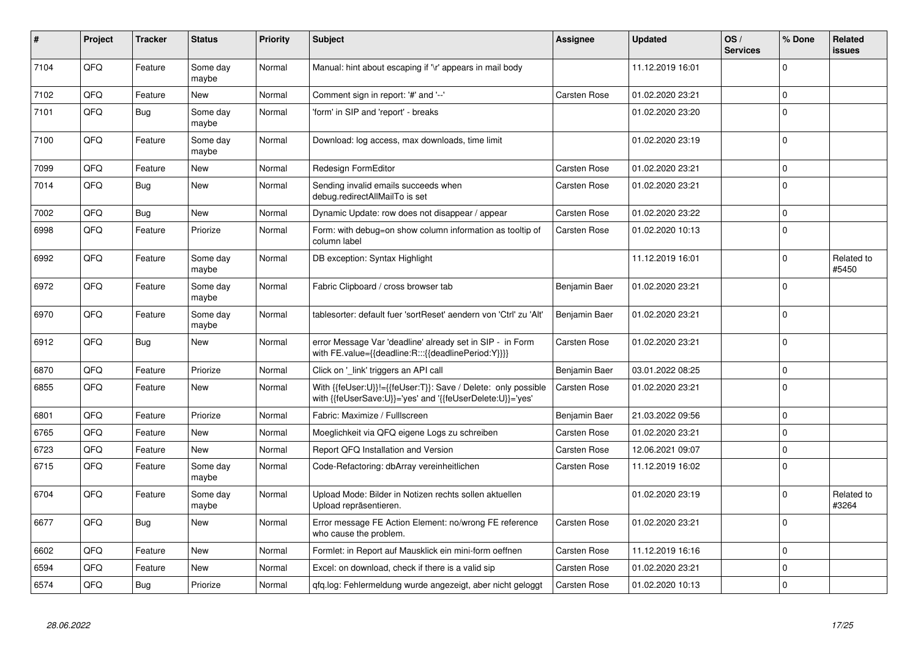| # | Project | Tracker | Status | Priority | Subject | Assignee | Updated | OS / Services | % Done | Related issues |
|---|---|---|---|---|---|---|---|---|---|---|
| 7104 | QFQ | Feature | Some day maybe | Normal | Manual: hint about escaping if '\r' appears in mail body | | 11.12.2019 16:01 | | 0 | |
| 7102 | QFQ | Feature | New | Normal | Comment sign in report: '#' and '--' | Carsten Rose | 01.02.2020 23:21 | | 0 | |
| 7101 | QFQ | Bug | Some day maybe | Normal | 'form' in SIP and 'report' - breaks | | 01.02.2020 23:20 | | 0 | |
| 7100 | QFQ | Feature | Some day maybe | Normal | Download: log access, max downloads, time limit | | 01.02.2020 23:19 | | 0 | |
| 7099 | QFQ | Feature | New | Normal | Redesign FormEditor | Carsten Rose | 01.02.2020 23:21 | | 0 | |
| 7014 | QFQ | Bug | New | Normal | Sending invalid emails succeeds when debug.redirectAllMailTo is set | Carsten Rose | 01.02.2020 23:21 | | 0 | |
| 7002 | QFQ | Bug | New | Normal | Dynamic Update: row does not disappear / appear | Carsten Rose | 01.02.2020 23:22 | | 0 | |
| 6998 | QFQ | Feature | Priorize | Normal | Form: with debug=on show column information as tooltip of column label | Carsten Rose | 01.02.2020 10:13 | | 0 | |
| 6992 | QFQ | Feature | Some day maybe | Normal | DB exception: Syntax Highlight | | 11.12.2019 16:01 | | 0 | Related to #5450 |
| 6972 | QFQ | Feature | Some day maybe | Normal | Fabric Clipboard / cross browser tab | Benjamin Baer | 01.02.2020 23:21 | | 0 | |
| 6970 | QFQ | Feature | Some day maybe | Normal | tablesorter: default fuer 'sortReset' aendern von 'Ctrl' zu 'Alt' | Benjamin Baer | 01.02.2020 23:21 | | 0 | |
| 6912 | QFQ | Bug | New | Normal | error Message Var 'deadline' already set in SIP - in Form with FE.value={{deadline:R:::{{deadlinePeriod:Y}}}} | Carsten Rose | 01.02.2020 23:21 | | 0 | |
| 6870 | QFQ | Feature | Priorize | Normal | Click on '_link' triggers an API call | Benjamin Baer | 03.01.2022 08:25 | | 0 | |
| 6855 | QFQ | Feature | New | Normal | With {{feUser:U}}!={{feUser:T}}: Save / Delete: only possible with {{feUserSave:U}}='yes' and '{{feUserDelete:U}}='yes' | Carsten Rose | 01.02.2020 23:21 | | 0 | |
| 6801 | QFQ | Feature | Priorize | Normal | Fabric: Maximize / FullIscreen | Benjamin Baer | 21.03.2022 09:56 | | 0 | |
| 6765 | QFQ | Feature | New | Normal | Moeglichkeit via QFQ eigene Logs zu schreiben | Carsten Rose | 01.02.2020 23:21 | | 0 | |
| 6723 | QFQ | Feature | New | Normal | Report QFQ Installation and Version | Carsten Rose | 12.06.2021 09:07 | | 0 | |
| 6715 | QFQ | Feature | Some day maybe | Normal | Code-Refactoring: dbArray vereinheitlichen | Carsten Rose | 11.12.2019 16:02 | | 0 | |
| 6704 | QFQ | Feature | Some day maybe | Normal | Upload Mode: Bilder in Notizen rechts sollen aktuellen Upload repräsentieren. | | 01.02.2020 23:19 | | 0 | Related to #3264 |
| 6677 | QFQ | Bug | New | Normal | Error message FE Action Element: no/wrong FE reference who cause the problem. | Carsten Rose | 01.02.2020 23:21 | | 0 | |
| 6602 | QFQ | Feature | New | Normal | Formlet: in Report auf Mausklick ein mini-form oeffnen | Carsten Rose | 11.12.2019 16:16 | | 0 | |
| 6594 | QFQ | Feature | New | Normal | Excel: on download, check if there is a valid sip | Carsten Rose | 01.02.2020 23:21 | | 0 | |
| 6574 | QFQ | Bug | Priorize | Normal | qfq.log: Fehlermeldung wurde angezeigt, aber nicht geloggt | Carsten Rose | 01.02.2020 10:13 | | 0 | |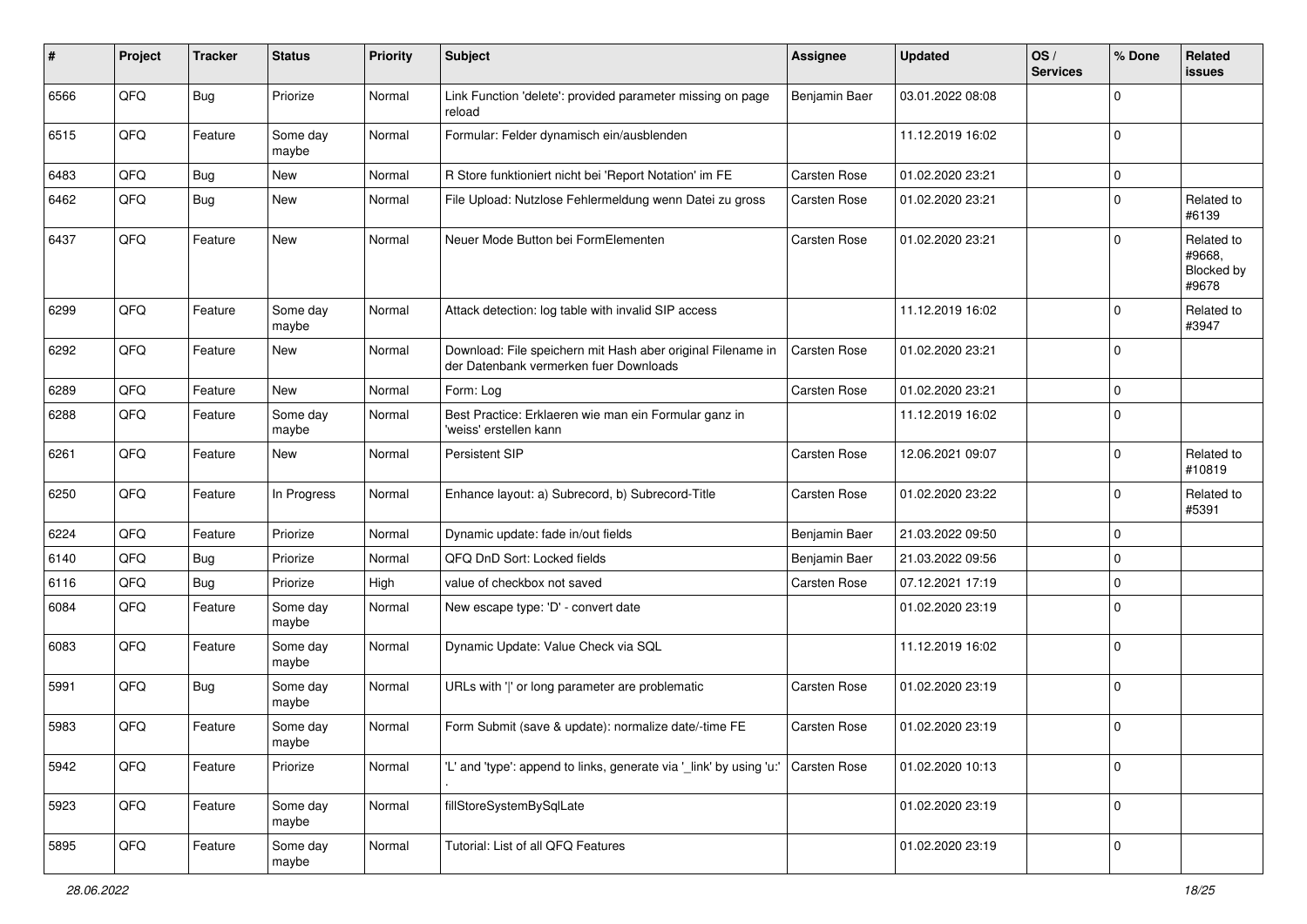| # | Project | Tracker | Status | Priority | Subject | Assignee | Updated | OS / Services | % Done | Related issues |
|---|---|---|---|---|---|---|---|---|---|---|
| 6566 | QFQ | Bug | Priorize | Normal | Link Function 'delete': provided parameter missing on page reload | Benjamin Baer | 03.01.2022 08:08 | | 0 | |
| 6515 | QFQ | Feature | Some day maybe | Normal | Formular: Felder dynamisch ein/ausblenden | | 11.12.2019 16:02 | | 0 | |
| 6483 | QFQ | Bug | New | Normal | R Store funktioniert nicht bei 'Report Notation' im FE | Carsten Rose | 01.02.2020 23:21 | | 0 | |
| 6462 | QFQ | Bug | New | Normal | File Upload: Nutzlose Fehlermeldung wenn Datei zu gross | Carsten Rose | 01.02.2020 23:21 | | 0 | Related to #6139 |
| 6437 | QFQ | Feature | New | Normal | Neuer Mode Button bei FormElementen | Carsten Rose | 01.02.2020 23:21 | | 0 | Related to #9668, Blocked by #9678 |
| 6299 | QFQ | Feature | Some day maybe | Normal | Attack detection: log table with invalid SIP access | | 11.12.2019 16:02 | | 0 | Related to #3947 |
| 6292 | QFQ | Feature | New | Normal | Download: File speichern mit Hash aber original Filename in der Datenbank vermerken fuer Downloads | Carsten Rose | 01.02.2020 23:21 | | 0 | |
| 6289 | QFQ | Feature | New | Normal | Form: Log | Carsten Rose | 01.02.2020 23:21 | | 0 | |
| 6288 | QFQ | Feature | Some day maybe | Normal | Best Practice: Erklaeren wie man ein Formular ganz in 'weiss' erstellen kann | | 11.12.2019 16:02 | | 0 | |
| 6261 | QFQ | Feature | New | Normal | Persistent SIP | Carsten Rose | 12.06.2021 09:07 | | 0 | Related to #10819 |
| 6250 | QFQ | Feature | In Progress | Normal | Enhance layout: a) Subrecord, b) Subrecord-Title | Carsten Rose | 01.02.2020 23:22 | | 0 | Related to #5391 |
| 6224 | QFQ | Feature | Priorize | Normal | Dynamic update: fade in/out fields | Benjamin Baer | 21.03.2022 09:50 | | 0 | |
| 6140 | QFQ | Bug | Priorize | Normal | QFQ DnD Sort: Locked fields | Benjamin Baer | 21.03.2022 09:56 | | 0 | |
| 6116 | QFQ | Bug | Priorize | High | value of checkbox not saved | Carsten Rose | 07.12.2021 17:19 | | 0 | |
| 6084 | QFQ | Feature | Some day maybe | Normal | New escape type: 'D' - convert date | | 01.02.2020 23:19 | | 0 | |
| 6083 | QFQ | Feature | Some day maybe | Normal | Dynamic Update: Value Check via SQL | | 11.12.2019 16:02 | | 0 | |
| 5991 | QFQ | Bug | Some day maybe | Normal | URLs with '|' or long parameter are problematic | Carsten Rose | 01.02.2020 23:19 | | 0 | |
| 5983 | QFQ | Feature | Some day maybe | Normal | Form Submit (save & update): normalize date/-time FE | Carsten Rose | 01.02.2020 23:19 | | 0 | |
| 5942 | QFQ | Feature | Priorize | Normal | 'L' and 'type': append to links, generate via '_link' by using 'u:' . | Carsten Rose | 01.02.2020 10:13 | | 0 | |
| 5923 | QFQ | Feature | Some day maybe | Normal | fillStoreSystemBySqlLate | | 01.02.2020 23:19 | | 0 | |
| 5895 | QFQ | Feature | Some day maybe | Normal | Tutorial: List of all QFQ Features | | 01.02.2020 23:19 | | 0 | |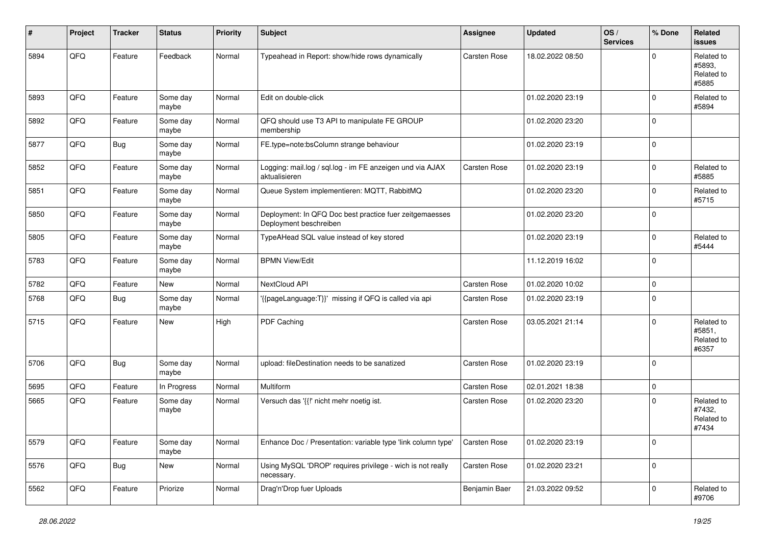| # | Project | Tracker | Status | Priority | Subject | Assignee | Updated | OS / Services | % Done | Related issues |
|---|---|---|---|---|---|---|---|---|---|---|
| 5894 | QFQ | Feature | Feedback | Normal | Typeahead in Report: show/hide rows dynamically | Carsten Rose | 18.02.2022 08:50 | | 0 | Related to #5893, Related to #5885 |
| 5893 | QFQ | Feature | Some day maybe | Normal | Edit on double-click | | 01.02.2020 23:19 | | 0 | Related to #5894 |
| 5892 | QFQ | Feature | Some day maybe | Normal | QFQ should use T3 API to manipulate FE GROUP membership | | 01.02.2020 23:20 | | 0 | |
| 5877 | QFQ | Bug | Some day maybe | Normal | FE.type=note:bsColumn strange behaviour | | 01.02.2020 23:19 | | 0 | |
| 5852 | QFQ | Feature | Some day maybe | Normal | Logging: mail.log / sql.log - im FE anzeigen und via AJAX aktualisieren | Carsten Rose | 01.02.2020 23:19 | | 0 | Related to #5885 |
| 5851 | QFQ | Feature | Some day maybe | Normal | Queue System implementieren: MQTT, RabbitMQ | | 01.02.2020 23:20 | | 0 | Related to #5715 |
| 5850 | QFQ | Feature | Some day maybe | Normal | Deployment: In QFQ Doc best practice fuer zeitgemaesses Deployment beschreiben | | 01.02.2020 23:20 | | 0 | |
| 5805 | QFQ | Feature | Some day maybe | Normal | TypeAHead SQL value instead of key stored | | 01.02.2020 23:19 | | 0 | Related to #5444 |
| 5783 | QFQ | Feature | Some day maybe | Normal | BPMN View/Edit | | 11.12.2019 16:02 | | 0 | |
| 5782 | QFQ | Feature | New | Normal | NextCloud API | Carsten Rose | 01.02.2020 10:02 | | 0 | |
| 5768 | QFQ | Bug | Some day maybe | Normal | '{{pageLanguage:T}}' missing if QFQ is called via api | Carsten Rose | 01.02.2020 23:19 | | 0 | |
| 5715 | QFQ | Feature | New | High | PDF Caching | Carsten Rose | 03.05.2021 21:14 | | 0 | Related to #5851, Related to #6357 |
| 5706 | QFQ | Bug | Some day maybe | Normal | upload: fileDestination needs to be sanatized | Carsten Rose | 01.02.2020 23:19 | | 0 | |
| 5695 | QFQ | Feature | In Progress | Normal | Multiform | Carsten Rose | 02.01.2021 18:38 | | 0 | |
| 5665 | QFQ | Feature | Some day maybe | Normal | Versuch das '{{!' nicht mehr noetig ist. | Carsten Rose | 01.02.2020 23:20 | | 0 | Related to #7432, Related to #7434 |
| 5579 | QFQ | Feature | Some day maybe | Normal | Enhance Doc / Presentation: variable type 'link column type' | Carsten Rose | 01.02.2020 23:19 | | 0 | |
| 5576 | QFQ | Bug | New | Normal | Using MySQL 'DROP' requires privilege - wich is not really necessary. | Carsten Rose | 01.02.2020 23:21 | | 0 | |
| 5562 | QFQ | Feature | Priorize | Normal | Drag'n'Drop fuer Uploads | Benjamin Baer | 21.03.2022 09:52 | | 0 | Related to #9706 |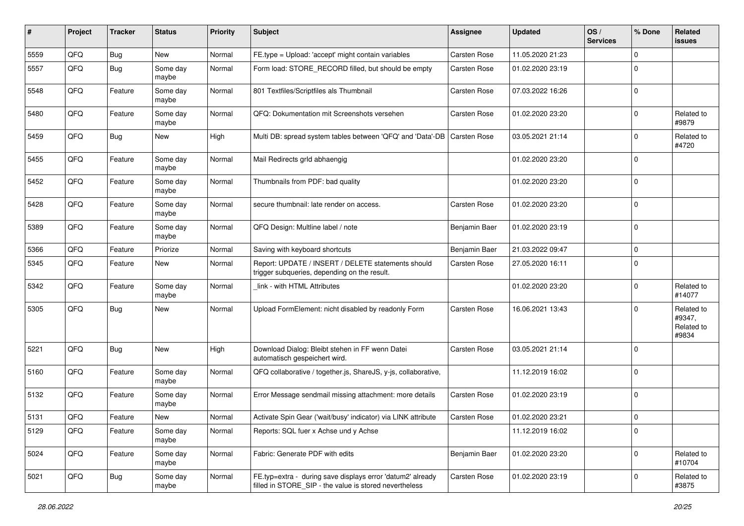| # | Project | Tracker | Status | Priority | Subject | Assignee | Updated | OS / Services | % Done | Related issues |
|---|---|---|---|---|---|---|---|---|---|---|
| 5559 | QFQ | Bug | New | Normal | FE.type = Upload: 'accept' might contain variables | Carsten Rose | 11.05.2020 21:23 | | 0 | |
| 5557 | QFQ | Bug | Some day maybe | Normal | Form load: STORE_RECORD filled, but should be empty | Carsten Rose | 01.02.2020 23:19 | | 0 | |
| 5548 | QFQ | Feature | Some day maybe | Normal | 801 Textfiles/Scriptfiles als Thumbnail | Carsten Rose | 07.03.2022 16:26 | | 0 | |
| 5480 | QFQ | Feature | Some day maybe | Normal | QFQ: Dokumentation mit Screenshots versehen | Carsten Rose | 01.02.2020 23:20 | | 0 | Related to #9879 |
| 5459 | QFQ | Bug | New | High | Multi DB: spread system tables between 'QFQ' and 'Data'-DB | Carsten Rose | 03.05.2021 21:14 | | 0 | Related to #4720 |
| 5455 | QFQ | Feature | Some day maybe | Normal | Mail Redirects grld abhaengig | | 01.02.2020 23:20 | | 0 | |
| 5452 | QFQ | Feature | Some day maybe | Normal | Thumbnails from PDF: bad quality | | 01.02.2020 23:20 | | 0 | |
| 5428 | QFQ | Feature | Some day maybe | Normal | secure thumbnail: late render on access. | Carsten Rose | 01.02.2020 23:20 | | 0 | |
| 5389 | QFQ | Feature | Some day maybe | Normal | QFQ Design: Multline label / note | Benjamin Baer | 01.02.2020 23:19 | | 0 | |
| 5366 | QFQ | Feature | Priorize | Normal | Saving with keyboard shortcuts | Benjamin Baer | 21.03.2022 09:47 | | 0 | |
| 5345 | QFQ | Feature | New | Normal | Report: UPDATE / INSERT / DELETE statements should trigger subqueries, depending on the result. | Carsten Rose | 27.05.2020 16:11 | | 0 | |
| 5342 | QFQ | Feature | Some day maybe | Normal | _link - with HTML Attributes | | 01.02.2020 23:20 | | 0 | Related to #14077 |
| 5305 | QFQ | Bug | New | Normal | Upload FormElement: nicht disabled by readonly Form | Carsten Rose | 16.06.2021 13:43 | | 0 | Related to #9347, Related to #9834 |
| 5221 | QFQ | Bug | New | High | Download Dialog: Bleibt stehen in FF wenn Datei automatisch gespeichert wird. | Carsten Rose | 03.05.2021 21:14 | | 0 | |
| 5160 | QFQ | Feature | Some day maybe | Normal | QFQ collaborative / together.js, ShareJS, y-js, collaborative, | | 11.12.2019 16:02 | | 0 | |
| 5132 | QFQ | Feature | Some day maybe | Normal | Error Message sendmail missing attachment: more details | Carsten Rose | 01.02.2020 23:19 | | 0 | |
| 5131 | QFQ | Feature | New | Normal | Activate Spin Gear ('wait/busy' indicator) via LINK attribute | Carsten Rose | 01.02.2020 23:21 | | 0 | |
| 5129 | QFQ | Feature | Some day maybe | Normal | Reports: SQL fuer x Achse und y Achse | | 11.12.2019 16:02 | | 0 | |
| 5024 | QFQ | Feature | Some day maybe | Normal | Fabric: Generate PDF with edits | Benjamin Baer | 01.02.2020 23:20 | | 0 | Related to #10704 |
| 5021 | QFQ | Bug | Some day maybe | Normal | FE.typ=extra - during save displays error 'datum2' already filled in STORE_SIP - the value is stored nevertheless | Carsten Rose | 01.02.2020 23:19 | | 0 | Related to #3875 |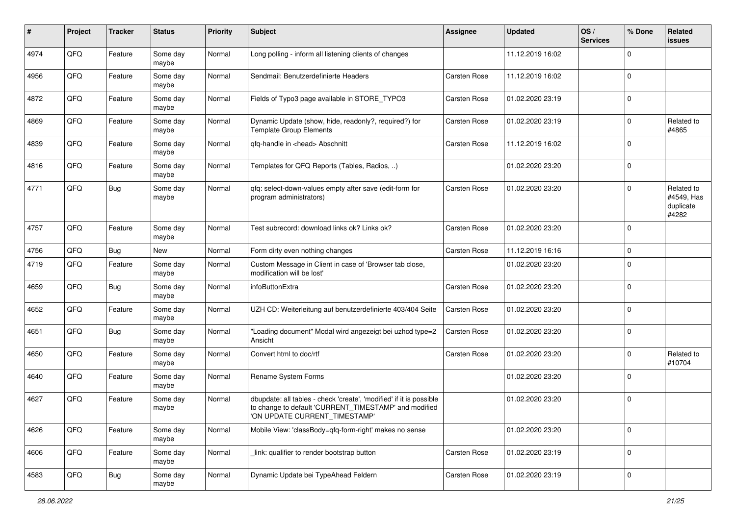| # | Project | Tracker | Status | Priority | Subject | Assignee | Updated | OS / Services | % Done | Related issues |
|---|---|---|---|---|---|---|---|---|---|---|
| 4974 | QFQ | Feature | Some day maybe | Normal | Long polling - inform all listening clients of changes | | 11.12.2019 16:02 | | 0 | |
| 4956 | QFQ | Feature | Some day maybe | Normal | Sendmail: Benutzerdefinierte Headers | Carsten Rose | 11.12.2019 16:02 | | 0 | |
| 4872 | QFQ | Feature | Some day maybe | Normal | Fields of Typo3 page available in STORE_TYPO3 | Carsten Rose | 01.02.2020 23:19 | | 0 | |
| 4869 | QFQ | Feature | Some day maybe | Normal | Dynamic Update (show, hide, readonly?, required?) for Template Group Elements | Carsten Rose | 01.02.2020 23:19 | | 0 | Related to #4865 |
| 4839 | QFQ | Feature | Some day maybe | Normal | qfq-handle in <head> Abschnitt | Carsten Rose | 11.12.2019 16:02 | | 0 | |
| 4816 | QFQ | Feature | Some day maybe | Normal | Templates for QFQ Reports (Tables, Radios, ..) | | 01.02.2020 23:20 | | 0 | |
| 4771 | QFQ | Bug | Some day maybe | Normal | qfq: select-down-values empty after save (edit-form for program administrators) | Carsten Rose | 01.02.2020 23:20 | | 0 | Related to #4549, Has duplicate #4282 |
| 4757 | QFQ | Feature | Some day maybe | Normal | Test subrecord: download links ok? Links ok? | Carsten Rose | 01.02.2020 23:20 | | 0 | |
| 4756 | QFQ | Bug | New | Normal | Form dirty even nothing changes | Carsten Rose | 11.12.2019 16:16 | | 0 | |
| 4719 | QFQ | Feature | Some day maybe | Normal | Custom Message in Client in case of 'Browser tab close, modification will be lost' | | 01.02.2020 23:20 | | 0 | |
| 4659 | QFQ | Bug | Some day maybe | Normal | infoButtonExtra | Carsten Rose | 01.02.2020 23:20 | | 0 | |
| 4652 | QFQ | Feature | Some day maybe | Normal | UZH CD: Weiterleitung auf benutzerdefinierte 403/404 Seite | Carsten Rose | 01.02.2020 23:20 | | 0 | |
| 4651 | QFQ | Bug | Some day maybe | Normal | "Loading document" Modal wird angezeigt bei uzhcd type=2 Ansicht | Carsten Rose | 01.02.2020 23:20 | | 0 | |
| 4650 | QFQ | Feature | Some day maybe | Normal | Convert html to doc/rtf | Carsten Rose | 01.02.2020 23:20 | | 0 | Related to #10704 |
| 4640 | QFQ | Feature | Some day maybe | Normal | Rename System Forms | | 01.02.2020 23:20 | | 0 | |
| 4627 | QFQ | Feature | Some day maybe | Normal | dbupdate: all tables - check 'create', 'modified' if it is possible to change to default 'CURRENT_TIMESTAMP' and modified 'ON UPDATE CURRENT_TIMESTAMP' | | 01.02.2020 23:20 | | 0 | |
| 4626 | QFQ | Feature | Some day maybe | Normal | Mobile View: 'classBody=qfq-form-right' makes no sense | | 01.02.2020 23:20 | | 0 | |
| 4606 | QFQ | Feature | Some day maybe | Normal | _link: qualifier to render bootstrap button | Carsten Rose | 01.02.2020 23:19 | | 0 | |
| 4583 | QFQ | Bug | Some day maybe | Normal | Dynamic Update bei TypeAhead Feldern | Carsten Rose | 01.02.2020 23:19 | | 0 | |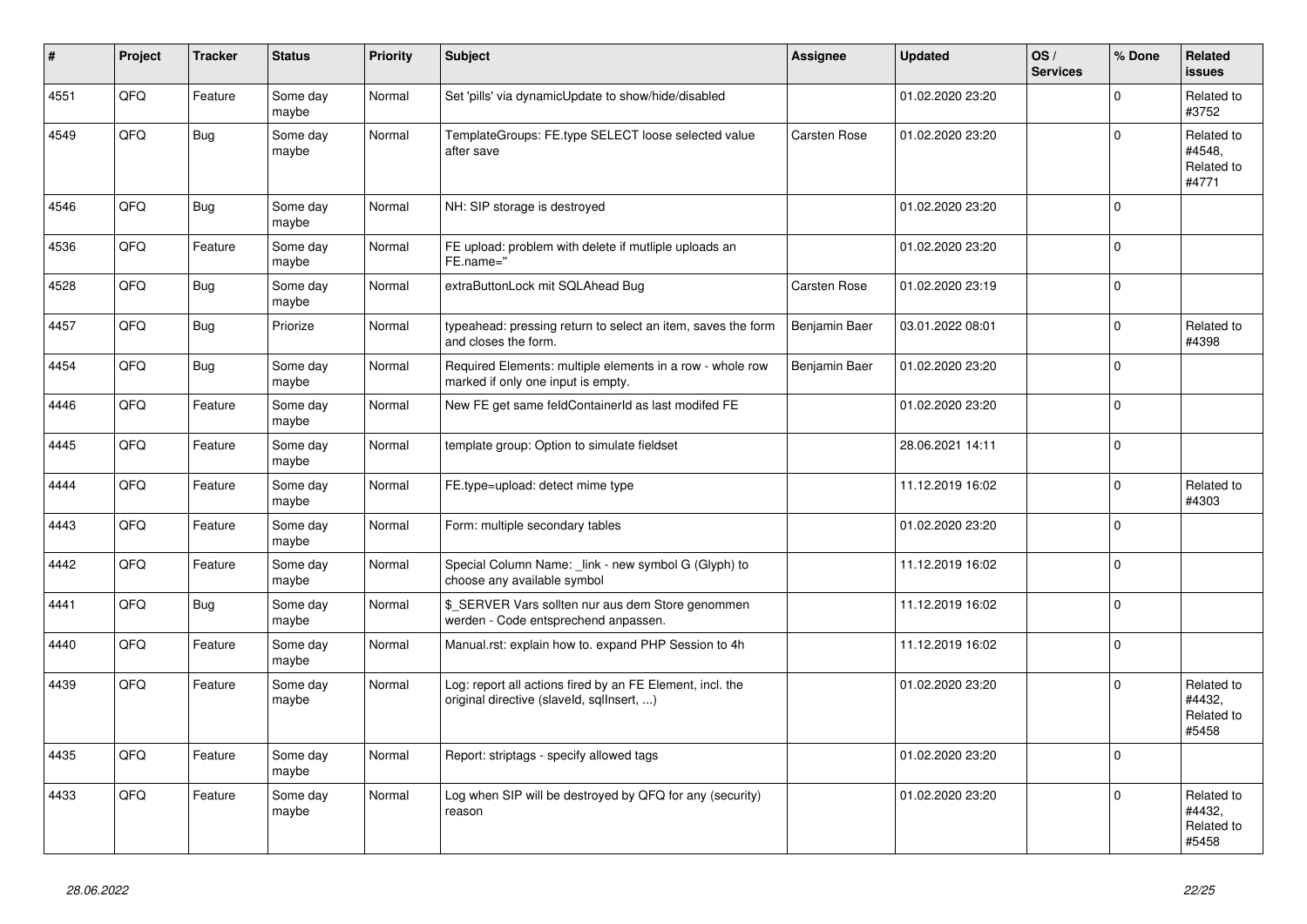| # | Project | Tracker | Status | Priority | Subject | Assignee | Updated | OS / Services | % Done | Related issues |
|---|---|---|---|---|---|---|---|---|---|---|
| 4551 | QFQ | Feature | Some day maybe | Normal | Set 'pills' via dynamicUpdate to show/hide/disabled | | 01.02.2020 23:20 | | 0 | Related to #3752 |
| 4549 | QFQ | Bug | Some day maybe | Normal | TemplateGroups: FE.type SELECT loose selected value after save | Carsten Rose | 01.02.2020 23:20 | | 0 | Related to #4548, Related to #4771 |
| 4546 | QFQ | Bug | Some day maybe | Normal | NH: SIP storage is destroyed | | 01.02.2020 23:20 | | 0 | |
| 4536 | QFQ | Feature | Some day maybe | Normal | FE upload: problem with delete if mutliple uploads an FE.name=" | | 01.02.2020 23:20 | | 0 | |
| 4528 | QFQ | Bug | Some day maybe | Normal | extraButtonLock mit SQLAhead Bug | Carsten Rose | 01.02.2020 23:19 | | 0 | |
| 4457 | QFQ | Bug | Priorize | Normal | typeahead: pressing return to select an item, saves the form and closes the form. | Benjamin Baer | 03.01.2022 08:01 | | 0 | Related to #4398 |
| 4454 | QFQ | Bug | Some day maybe | Normal | Required Elements: multiple elements in a row - whole row marked if only one input is empty. | Benjamin Baer | 01.02.2020 23:20 | | 0 | |
| 4446 | QFQ | Feature | Some day maybe | Normal | New FE get same feldContainerId as last modifed FE | | 01.02.2020 23:20 | | 0 | |
| 4445 | QFQ | Feature | Some day maybe | Normal | template group: Option to simulate fieldset | | 28.06.2021 14:11 | | 0 | |
| 4444 | QFQ | Feature | Some day maybe | Normal | FE.type=upload: detect mime type | | 11.12.2019 16:02 | | 0 | Related to #4303 |
| 4443 | QFQ | Feature | Some day maybe | Normal | Form: multiple secondary tables | | 01.02.2020 23:20 | | 0 | |
| 4442 | QFQ | Feature | Some day maybe | Normal | Special Column Name: _link - new symbol G (Glyph) to choose any available symbol | | 11.12.2019 16:02 | | 0 | |
| 4441 | QFQ | Bug | Some day maybe | Normal | $_SERVER Vars sollten nur aus dem Store genommen werden - Code entsprechend anpassen. | | 11.12.2019 16:02 | | 0 | |
| 4440 | QFQ | Feature | Some day maybe | Normal | Manual.rst: explain how to. expand PHP Session to 4h | | 11.12.2019 16:02 | | 0 | |
| 4439 | QFQ | Feature | Some day maybe | Normal | Log: report all actions fired by an FE Element, incl. the original directive (slaveId, sqlInsert, ...) | | 01.02.2020 23:20 | | 0 | Related to #4432, Related to #5458 |
| 4435 | QFQ | Feature | Some day maybe | Normal | Report: striptags - specify allowed tags | | 01.02.2020 23:20 | | 0 | |
| 4433 | QFQ | Feature | Some day maybe | Normal | Log when SIP will be destroyed by QFQ for any (security) reason | | 01.02.2020 23:20 | | 0 | Related to #4432, Related to #5458 |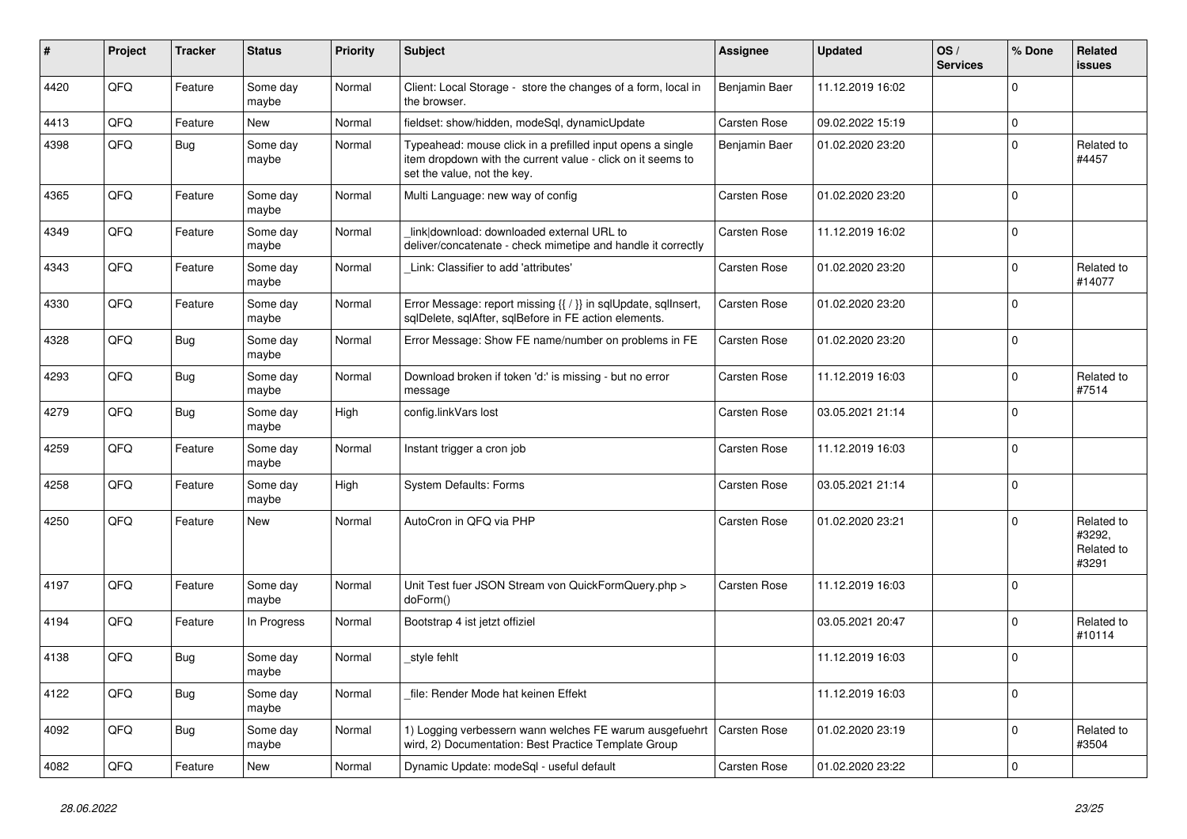| # | Project | Tracker | Status | Priority | Subject | Assignee | Updated | OS / Services | % Done | Related issues |
|---|---|---|---|---|---|---|---|---|---|---|
| 4420 | QFQ | Feature | Some day maybe | Normal | Client: Local Storage - store the changes of a form, local in the browser. | Benjamin Baer | 11.12.2019 16:02 | | 0 | |
| 4413 | QFQ | Feature | New | Normal | fieldset: show/hidden, modeSql, dynamicUpdate | Carsten Rose | 09.02.2022 15:19 | | 0 | |
| 4398 | QFQ | Bug | Some day maybe | Normal | Typeahead: mouse click in a prefilled input opens a single item dropdown with the current value - click on it seems to set the value, not the key. | Benjamin Baer | 01.02.2020 23:20 | | 0 | Related to #4457 |
| 4365 | QFQ | Feature | Some day maybe | Normal | Multi Language: new way of config | Carsten Rose | 01.02.2020 23:20 | | 0 | |
| 4349 | QFQ | Feature | Some day maybe | Normal | _link\|download: downloaded external URL to deliver/concatenate - check mimetipe and handle it correctly | Carsten Rose | 11.12.2019 16:02 | | 0 | |
| 4343 | QFQ | Feature | Some day maybe | Normal | _Link: Classifier to add 'attributes' | Carsten Rose | 01.02.2020 23:20 | | 0 | Related to #14077 |
| 4330 | QFQ | Feature | Some day maybe | Normal | Error Message: report missing {{ / }} in sqlUpdate, sqlInsert, sqlDelete, sqlAfter, sqlBefore in FE action elements. | Carsten Rose | 01.02.2020 23:20 | | 0 | |
| 4328 | QFQ | Bug | Some day maybe | Normal | Error Message: Show FE name/number on problems in FE | Carsten Rose | 01.02.2020 23:20 | | 0 | |
| 4293 | QFQ | Bug | Some day maybe | Normal | Download broken if token 'd:' is missing - but no error message | Carsten Rose | 11.12.2019 16:03 | | 0 | Related to #7514 |
| 4279 | QFQ | Bug | Some day maybe | High | config.linkVars lost | Carsten Rose | 03.05.2021 21:14 | | 0 | |
| 4259 | QFQ | Feature | Some day maybe | Normal | Instant trigger a cron job | Carsten Rose | 11.12.2019 16:03 | | 0 | |
| 4258 | QFQ | Feature | Some day maybe | High | System Defaults: Forms | Carsten Rose | 03.05.2021 21:14 | | 0 | |
| 4250 | QFQ | Feature | New | Normal | AutoCron in QFQ via PHP | Carsten Rose | 01.02.2020 23:21 | | 0 | Related to #3292, Related to #3291 |
| 4197 | QFQ | Feature | Some day maybe | Normal | Unit Test fuer JSON Stream von QuickFormQuery.php > doForm() | Carsten Rose | 11.12.2019 16:03 | | 0 | |
| 4194 | QFQ | Feature | In Progress | Normal | Bootstrap 4 ist jetzt offiziel | | 03.05.2021 20:47 | | 0 | Related to #10114 |
| 4138 | QFQ | Bug | Some day maybe | Normal | _style fehlt | | 11.12.2019 16:03 | | 0 | |
| 4122 | QFQ | Bug | Some day maybe | Normal | _file: Render Mode hat keinen Effekt | | 11.12.2019 16:03 | | 0 | |
| 4092 | QFQ | Bug | Some day maybe | Normal | 1) Logging verbessern wann welches FE warum ausgefuehrt wird, 2) Documentation: Best Practice Template Group | Carsten Rose | 01.02.2020 23:19 | | 0 | Related to #3504 |
| 4082 | QFQ | Feature | New | Normal | Dynamic Update: modeSql - useful default | Carsten Rose | 01.02.2020 23:22 | | 0 | |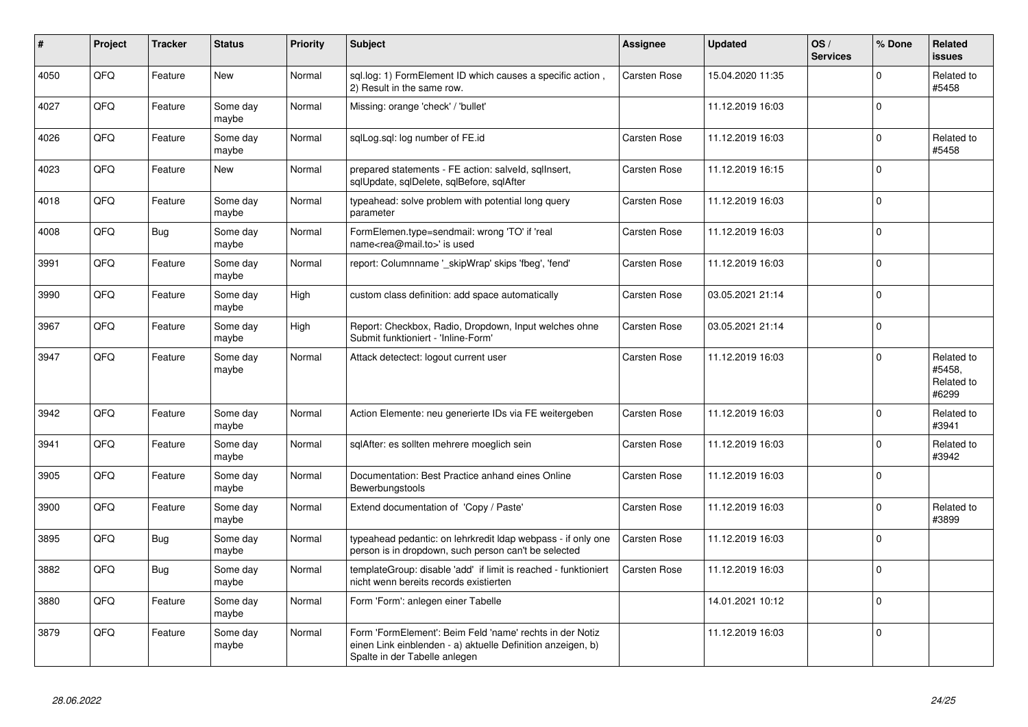| # | Project | Tracker | Status | Priority | Subject | Assignee | Updated | OS / Services | % Done | Related issues |
|---|---|---|---|---|---|---|---|---|---|---|
| 4050 | QFQ | Feature | New | Normal | sql.log: 1) FormElement ID which causes a specific action , 2) Result in the same row. | Carsten Rose | 15.04.2020 11:35 | | 0 | Related to #5458 |
| 4027 | QFQ | Feature | Some day maybe | Normal | Missing: orange 'check' / 'bullet' | | 11.12.2019 16:03 | | 0 | |
| 4026 | QFQ | Feature | Some day maybe | Normal | sqlLog.sql: log number of FE.id | Carsten Rose | 11.12.2019 16:03 | | 0 | Related to #5458 |
| 4023 | QFQ | Feature | New | Normal | prepared statements - FE action: salveId, sqlInsert, sqlUpdate, sqlDelete, sqlBefore, sqlAfter | Carsten Rose | 11.12.2019 16:15 | | 0 | |
| 4018 | QFQ | Feature | Some day maybe | Normal | typeahead: solve problem with potential long query parameter | Carsten Rose | 11.12.2019 16:03 | | 0 | |
| 4008 | QFQ | Bug | Some day maybe | Normal | FormElemen.type=sendmail: wrong 'TO' if 'real name<rea@mail.to>' is used | Carsten Rose | 11.12.2019 16:03 | | 0 | |
| 3991 | QFQ | Feature | Some day maybe | Normal | report: Columnname '_skipWrap' skips 'fbeg', 'fend' | Carsten Rose | 11.12.2019 16:03 | | 0 | |
| 3990 | QFQ | Feature | Some day maybe | High | custom class definition: add space automatically | Carsten Rose | 03.05.2021 21:14 | | 0 | |
| 3967 | QFQ | Feature | Some day maybe | High | Report: Checkbox, Radio, Dropdown, Input welches ohne Submit funktioniert - 'Inline-Form' | Carsten Rose | 03.05.2021 21:14 | | 0 | |
| 3947 | QFQ | Feature | Some day maybe | Normal | Attack detectect: logout current user | Carsten Rose | 11.12.2019 16:03 | | 0 | Related to #5458, Related to #6299 |
| 3942 | QFQ | Feature | Some day maybe | Normal | Action Elemente: neu generierte IDs via FE weitergeben | Carsten Rose | 11.12.2019 16:03 | | 0 | Related to #3941 |
| 3941 | QFQ | Feature | Some day maybe | Normal | sqlAfter: es sollten mehrere moeglich sein | Carsten Rose | 11.12.2019 16:03 | | 0 | Related to #3942 |
| 3905 | QFQ | Feature | Some day maybe | Normal | Documentation: Best Practice anhand eines Online Bewerbungstools | Carsten Rose | 11.12.2019 16:03 | | 0 | |
| 3900 | QFQ | Feature | Some day maybe | Normal | Extend documentation of 'Copy / Paste' | Carsten Rose | 11.12.2019 16:03 | | 0 | Related to #3899 |
| 3895 | QFQ | Bug | Some day maybe | Normal | typeahead pedantic: on lehrkredit ldap webpass - if only one person is in dropdown, such person can't be selected | Carsten Rose | 11.12.2019 16:03 | | 0 | |
| 3882 | QFQ | Bug | Some day maybe | Normal | templateGroup: disable 'add' if limit is reached - funktioniert nicht wenn bereits records existierten | Carsten Rose | 11.12.2019 16:03 | | 0 | |
| 3880 | QFQ | Feature | Some day maybe | Normal | Form 'Form': anlegen einer Tabelle | | 14.01.2021 10:12 | | 0 | |
| 3879 | QFQ | Feature | Some day maybe | Normal | Form 'FormElement': Beim Feld 'name' rechts in der Notiz einen Link einblenden - a) aktuelle Definition anzeigen, b) Spalte in der Tabelle anlegen | | 11.12.2019 16:03 | | 0 | |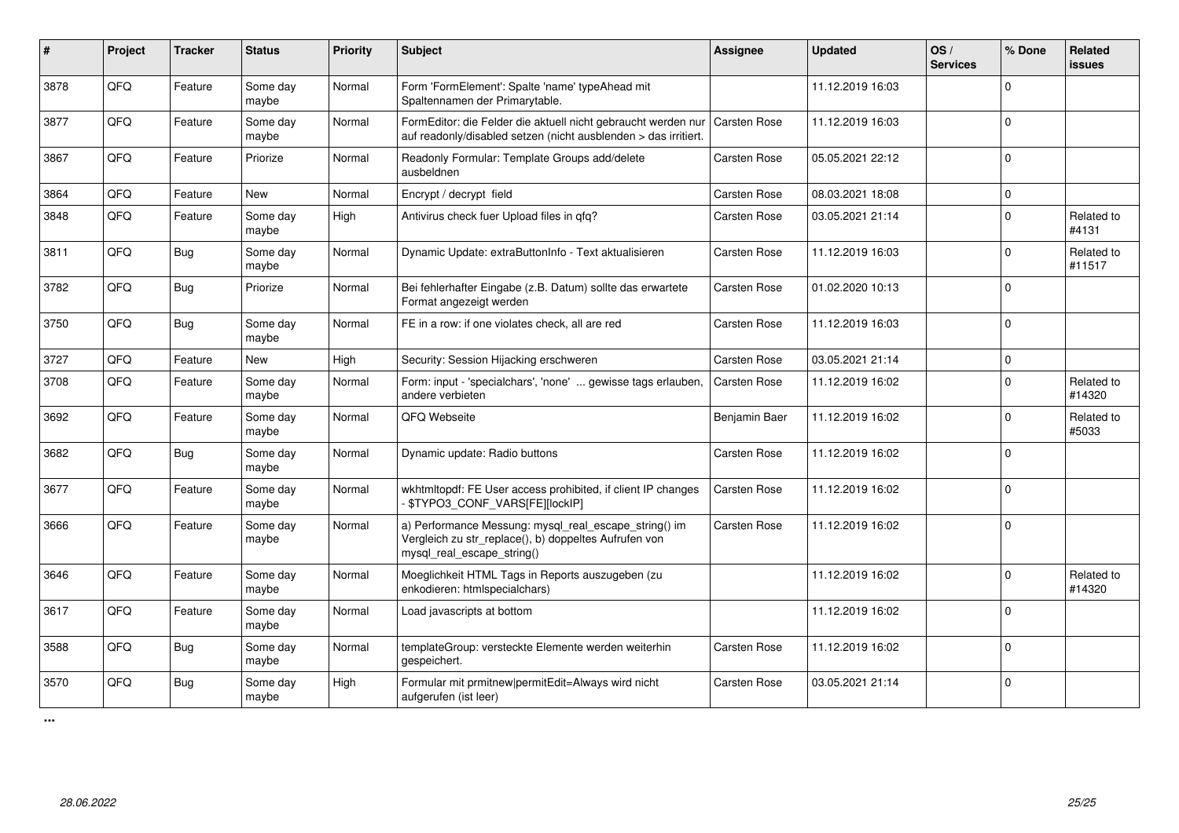| # | Project | Tracker | Status | Priority | Subject | Assignee | Updated | OS / Services | % Done | Related issues |
|---|---|---|---|---|---|---|---|---|---|---|
| 3878 | QFQ | Feature | Some day maybe | Normal | Form 'FormElement': Spalte 'name' typeAhead mit Spaltennamen der Primarytable. | | 11.12.2019 16:03 | | 0 | |
| 3877 | QFQ | Feature | Some day maybe | Normal | FormEditor: die Felder die aktuell nicht gebraucht werden nur auf readonly/disabled setzen (nicht ausblenden > das irritiert. | Carsten Rose | 11.12.2019 16:03 | | 0 | |
| 3867 | QFQ | Feature | Priorize | Normal | Readonly Formular: Template Groups add/delete ausbeldnen | Carsten Rose | 05.05.2021 22:12 | | 0 | |
| 3864 | QFQ | Feature | New | Normal | Encrypt / decrypt field | Carsten Rose | 08.03.2021 18:08 | | 0 | |
| 3848 | QFQ | Feature | Some day maybe | High | Antivirus check fuer Upload files in qfq? | Carsten Rose | 03.05.2021 21:14 | | 0 | Related to #4131 |
| 3811 | QFQ | Bug | Some day maybe | Normal | Dynamic Update: extraButtonInfo - Text aktualisieren | Carsten Rose | 11.12.2019 16:03 | | 0 | Related to #11517 |
| 3782 | QFQ | Bug | Priorize | Normal | Bei fehlerhafter Eingabe (z.B. Datum) sollte das erwartete Format angezeigt werden | Carsten Rose | 01.02.2020 10:13 | | 0 | |
| 3750 | QFQ | Bug | Some day maybe | Normal | FE in a row: if one violates check, all are red | Carsten Rose | 11.12.2019 16:03 | | 0 | |
| 3727 | QFQ | Feature | New | High | Security: Session Hijacking erschweren | Carsten Rose | 03.05.2021 21:14 | | 0 | |
| 3708 | QFQ | Feature | Some day maybe | Normal | Form: input - 'specialchars', 'none' ... gewisse tags erlauben, andere verbieten | Carsten Rose | 11.12.2019 16:02 | | 0 | Related to #14320 |
| 3692 | QFQ | Feature | Some day maybe | Normal | QFQ Webseite | Benjamin Baer | 11.12.2019 16:02 | | 0 | Related to #5033 |
| 3682 | QFQ | Bug | Some day maybe | Normal | Dynamic update: Radio buttons | Carsten Rose | 11.12.2019 16:02 | | 0 | |
| 3677 | QFQ | Feature | Some day maybe | Normal | wkhtmltopdf: FE User access prohibited, if client IP changes - $TYPO3_CONF_VARS[FE][lockIP] | Carsten Rose | 11.12.2019 16:02 | | 0 | |
| 3666 | QFQ | Feature | Some day maybe | Normal | a) Performance Messung: mysql_real_escape_string() im Vergleich zu str_replace(), b) doppeltes Aufrufen von mysql_real_escape_string() | Carsten Rose | 11.12.2019 16:02 | | 0 | |
| 3646 | QFQ | Feature | Some day maybe | Normal | Moeglichkeit HTML Tags in Reports auszugeben (zu enkodieren: htmlspecialchars) | | 11.12.2019 16:02 | | 0 | Related to #14320 |
| 3617 | QFQ | Feature | Some day maybe | Normal | Load javascripts at bottom | | 11.12.2019 16:02 | | 0 | |
| 3588 | QFQ | Bug | Some day maybe | Normal | templateGroup: versteckte Elemente werden weiterhin gespeichert. | Carsten Rose | 11.12.2019 16:02 | | 0 | |
| 3570 | QFQ | Bug | Some day maybe | High | Formular mit prmitnew\|permitEdit=Always wird nicht aufgerufen (ist leer) | Carsten Rose | 03.05.2021 21:14 | | 0 | |

...